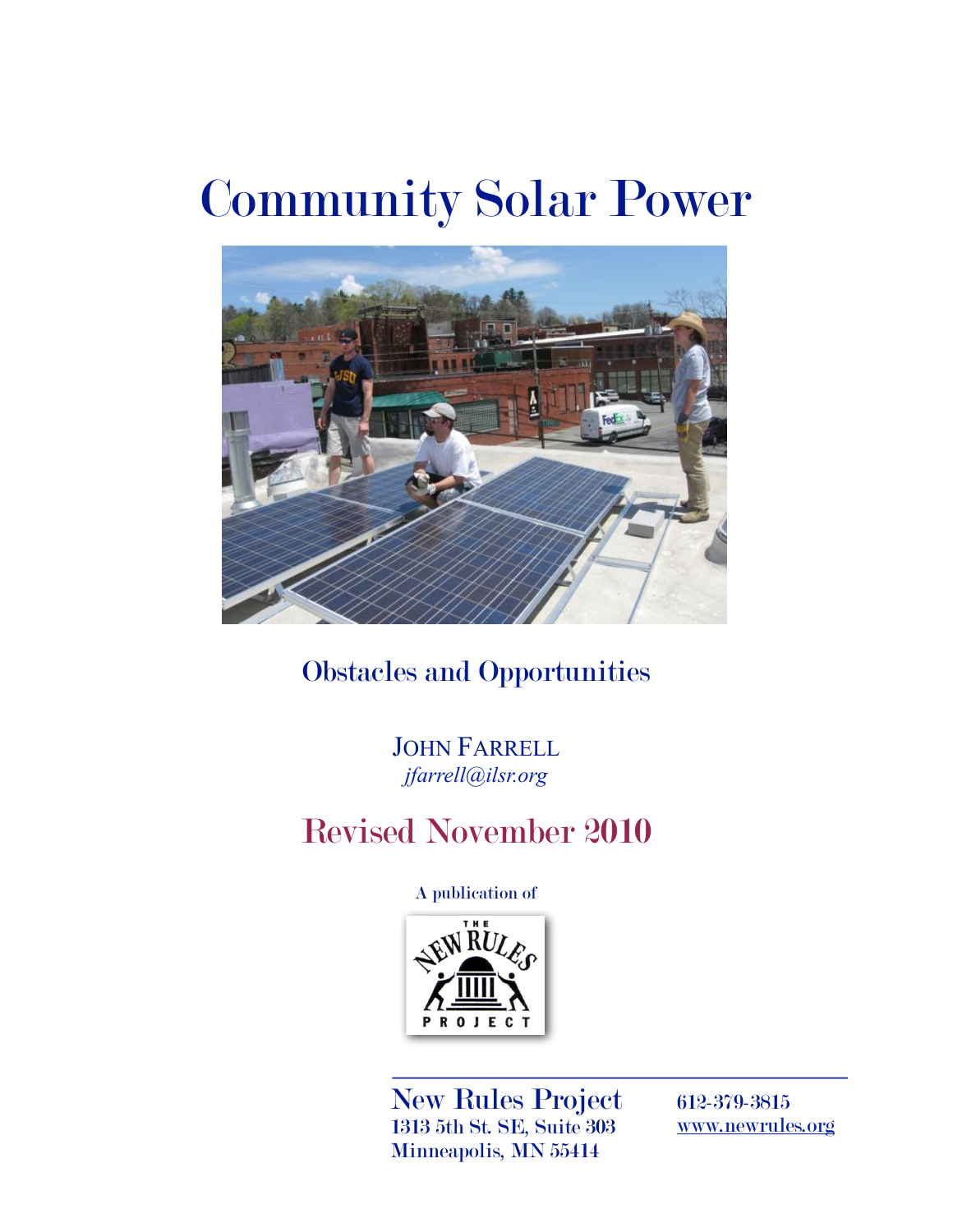# Community Solar Power

## Obstacles and Opportunities

JOHN FARRELL
*jfarrell@ilsr.org*

## Revised November 2010

A publication of

THE NEW RULES PROJECT

New Rules Project
1313 5th St. SE, Suite 303
Minneapolis, MN 55414

612-379-3815
www.newrules.org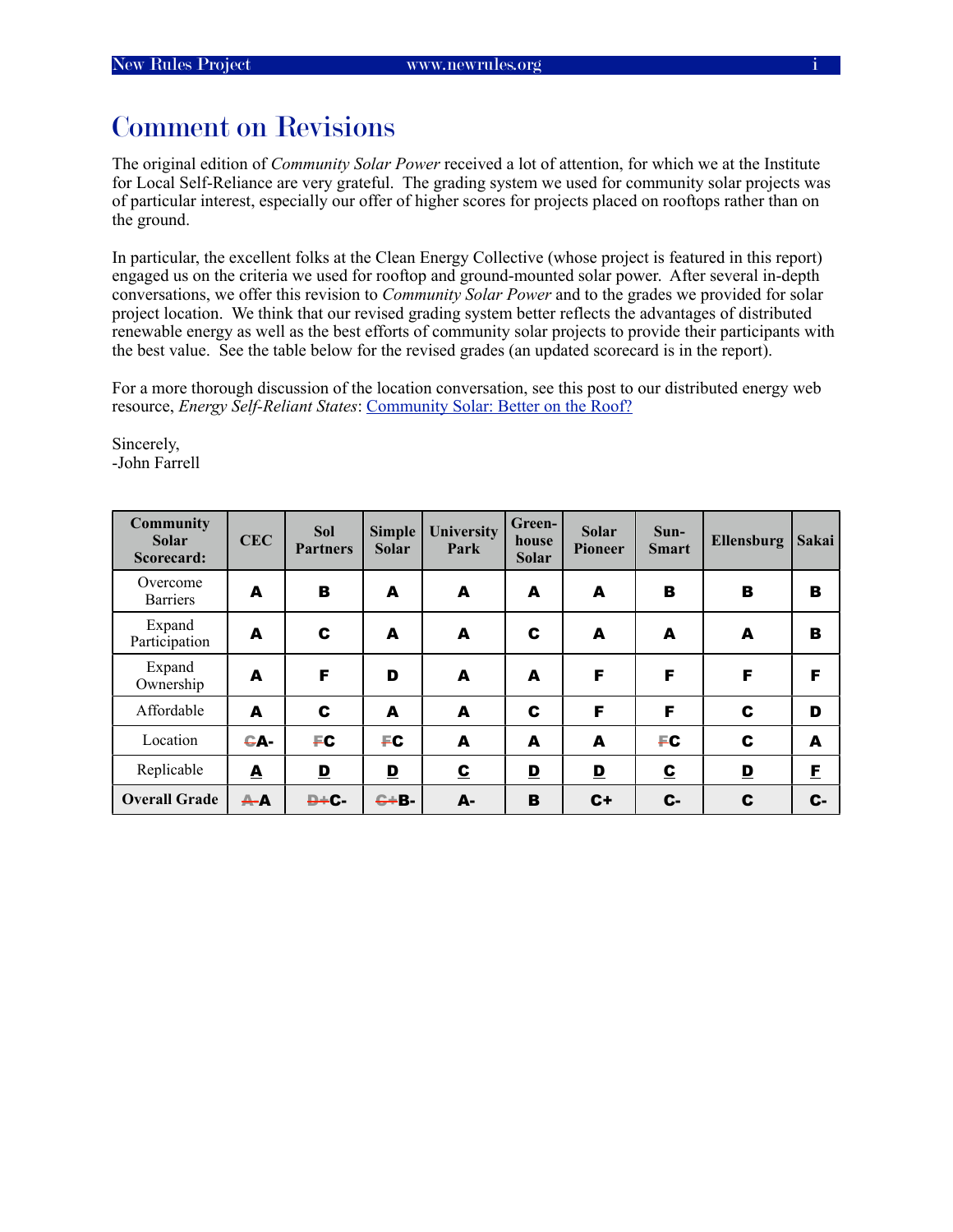# Comment on Revisions

The original edition of *Community Solar Power* received a lot of attention, for which we at the Institute for Local Self-Reliance are very grateful. The grading system we used for community solar projects was of particular interest, especially our offer of higher scores for projects placed on rooftops rather than on the ground.

In particular, the excellent folks at the Clean Energy Collective (whose project is featured in this report) engaged us on the criteria we used for rooftop and ground-mounted solar power. After several in-depth conversations, we offer this revision to *Community Solar Power* and to the grades we provided for solar project location. We think that our revised grading system better reflects the advantages of distributed renewable energy as well as the best efforts of community solar projects to provide their participants with the best value. See the table below for the revised grades (an updated scorecard is in the report).

For a more thorough discussion of the location conversation, see this post to our distributed energy web resource, *Energy Self-Reliant States*: [Community Solar: Better on the Roof?]

Sincerely,
-John Farrell

| Community Solar Scorecard: | CEC | Sol Partners | Simple Solar | University Park | Green-house Solar | Solar Pioneer | Sun-Smart | Ellensburg | Sakai |
|---|---|---|---|---|---|---|---|---|---|
| Overcome Barriers | A | B | A | A | A | A | B | B | B |
| Expand Participation | A | C | A | A | C | A | A | A | B |
| Expand Ownership | A | F | D | A | A | F | F | F | F |
| Affordable | A | C | A | A | C | F | F | C | D |
| Location | ~~C~~A- | ~~F~~C | ~~F~~C | A | A | A | ~~F~~C | C | A |
| Replicable | A | D | D | C | D | D | C | D | F |
| **Overall Grade** | ~~A-~~A | ~~D+~~C- | ~~C+~~B- | A- | B | C+ | C- | C | C- |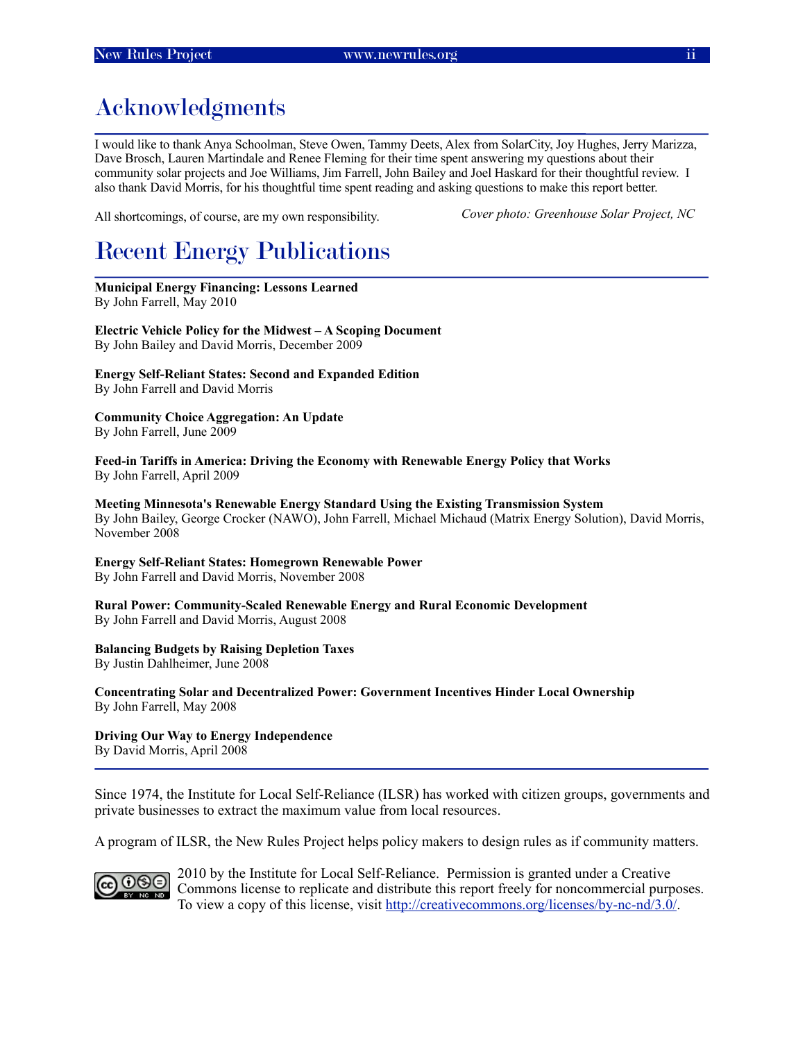# Acknowledgments

I would like to thank Anya Schoolman, Steve Owen, Tammy Deets, Alex from SolarCity, Joy Hughes, Jerry Marizza, Dave Brosch, Lauren Martindale and Renee Fleming for their time spent answering my questions about their community solar projects and Joe Williams, Jim Farrell, John Bailey and Joel Haskard for their thoughtful review. I also thank David Morris, for his thoughtful time spent reading and asking questions to make this report better.

All shortcomings, of course, are my own responsibility.

*Cover photo: Greenhouse Solar Project, NC*

# Recent Energy Publications

**Municipal Energy Financing: Lessons Learned**
By John Farrell, May 2010

**Electric Vehicle Policy for the Midwest – A Scoping Document**
By John Bailey and David Morris, December 2009

**Energy Self-Reliant States: Second and Expanded Edition**
By John Farrell and David Morris

**Community Choice Aggregation: An Update**
By John Farrell, June 2009

**Feed-in Tariffs in America: Driving the Economy with Renewable Energy Policy that Works**
By John Farrell, April 2009

**Meeting Minnesota's Renewable Energy Standard Using the Existing Transmission System**
By John Bailey, George Crocker (NAWO), John Farrell, Michael Michaud (Matrix Energy Solution), David Morris, November 2008

**Energy Self-Reliant States: Homegrown Renewable Power**
By John Farrell and David Morris, November 2008

**Rural Power: Community-Scaled Renewable Energy and Rural Economic Development**
By John Farrell and David Morris, August 2008

**Balancing Budgets by Raising Depletion Taxes**
By Justin Dahlheimer, June 2008

**Concentrating Solar and Decentralized Power: Government Incentives Hinder Local Ownership**
By John Farrell, May 2008

**Driving Our Way to Energy Independence**
By David Morris, April 2008

---

Since 1974, the Institute for Local Self-Reliance (ILSR) has worked with citizen groups, governments and private businesses to extract the maximum value from local resources.

A program of ILSR, the New Rules Project helps policy makers to design rules as if community matters.

2010 by the Institute for Local Self-Reliance. Permission is granted under a Creative Commons license to replicate and distribute this report freely for noncommercial purposes. To view a copy of this license, visit http://creativecommons.org/licenses/by-nc-nd/3.0/.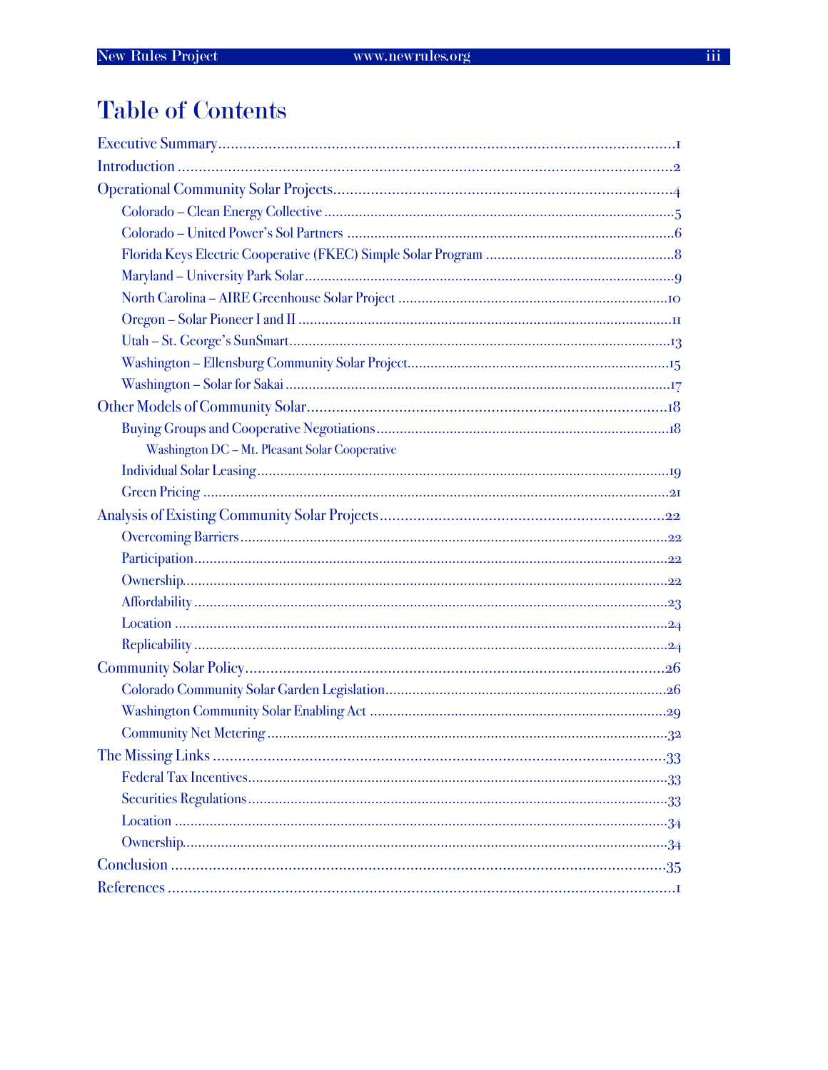# Table of Contents

- Executive Summary ........................................ 1
- Introduction ........................................ 2
- Operational Community Solar Projects ........................................ 4
  - Colorado – Clean Energy Collective ........................................ 5
  - Colorado – United Power's Sol Partners ........................................ 6
  - Florida Keys Electric Cooperative (FKEC) Simple Solar Program ........................................ 8
  - Maryland – University Park Solar ........................................ 9
  - North Carolina – AIRE Greenhouse Solar Project ........................................ 10
  - Oregon – Solar Pioneer I and II ........................................ 11
  - Utah – St. George's SunSmart ........................................ 13
  - Washington – Ellensburg Community Solar Project ........................................ 15
  - Washington – Solar for Sakai ........................................ 17
- Other Models of Community Solar ........................................ 18
  - Buying Groups and Cooperative Negotiations ........................................ 18
    - Washington DC – Mt. Pleasant Solar Cooperative
  - Individual Solar Leasing ........................................ 19
  - Green Pricing ........................................ 21
- Analysis of Existing Community Solar Projects ........................................ 22
  - Overcoming Barriers ........................................ 22
  - Participation ........................................ 22
  - Ownership ........................................ 22
  - Affordability ........................................ 23
  - Location ........................................ 24
  - Replicability ........................................ 24
- Community Solar Policy ........................................ 26
  - Colorado Community Solar Garden Legislation ........................................ 26
  - Washington Community Solar Enabling Act ........................................ 29
  - Community Net Metering ........................................ 32
- The Missing Links ........................................ 33
  - Federal Tax Incentives ........................................ 33
  - Securities Regulations ........................................ 33
  - Location ........................................ 34
  - Ownership ........................................ 34
- Conclusion ........................................ 35
- References ........................................ 1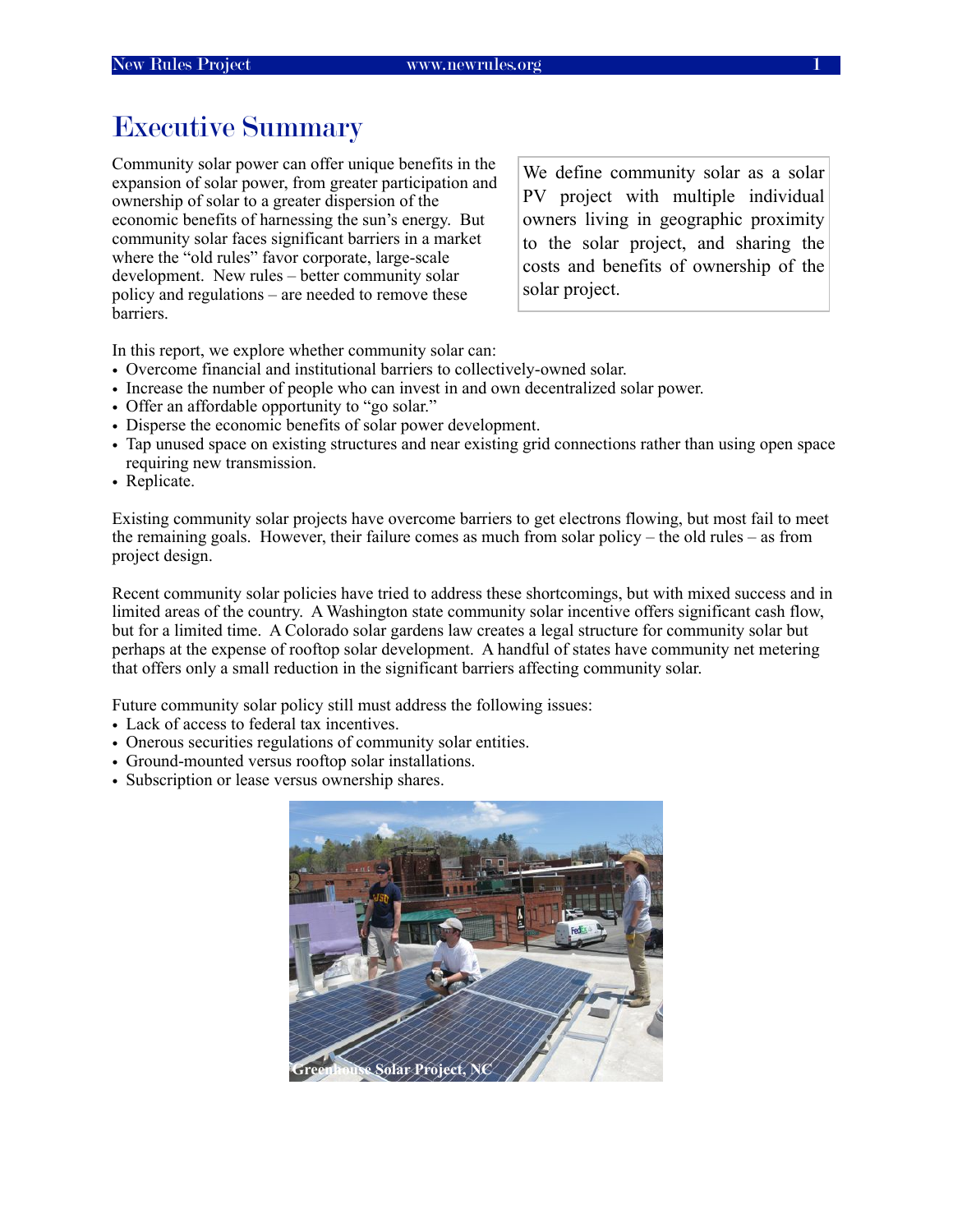# Executive Summary

Community solar power can offer unique benefits in the expansion of solar power, from greater participation and ownership of solar to a greater dispersion of the economic benefits of harnessing the sun's energy. But community solar faces significant barriers in a market where the "old rules" favor corporate, large-scale development. New rules – better community solar policy and regulations – are needed to remove these barriers.

> We define community solar as a solar PV project with multiple individual owners living in geographic proximity to the solar project, and sharing the costs and benefits of ownership of the solar project.

In this report, we explore whether community solar can:

- Overcome financial and institutional barriers to collectively-owned solar.
- Increase the number of people who can invest in and own decentralized solar power.
- Offer an affordable opportunity to "go solar."
- Disperse the economic benefits of solar power development.
- Tap unused space on existing structures and near existing grid connections rather than using open space requiring new transmission.
- Replicate.

Existing community solar projects have overcome barriers to get electrons flowing, but most fail to meet the remaining goals. However, their failure comes as much from solar policy – the old rules – as from project design.

Recent community solar policies have tried to address these shortcomings, but with mixed success and in limited areas of the country. A Washington state community solar incentive offers significant cash flow, but for a limited time. A Colorado solar gardens law creates a legal structure for community solar but perhaps at the expense of rooftop solar development. A handful of states have community net metering that offers only a small reduction in the significant barriers affecting community solar.

Future community solar policy still must address the following issues:

- Lack of access to federal tax incentives.
- Onerous securities regulations of community solar entities.
- Ground-mounted versus rooftop solar installations.
- Subscription or lease versus ownership shares.

Greenhouse Solar Project, NC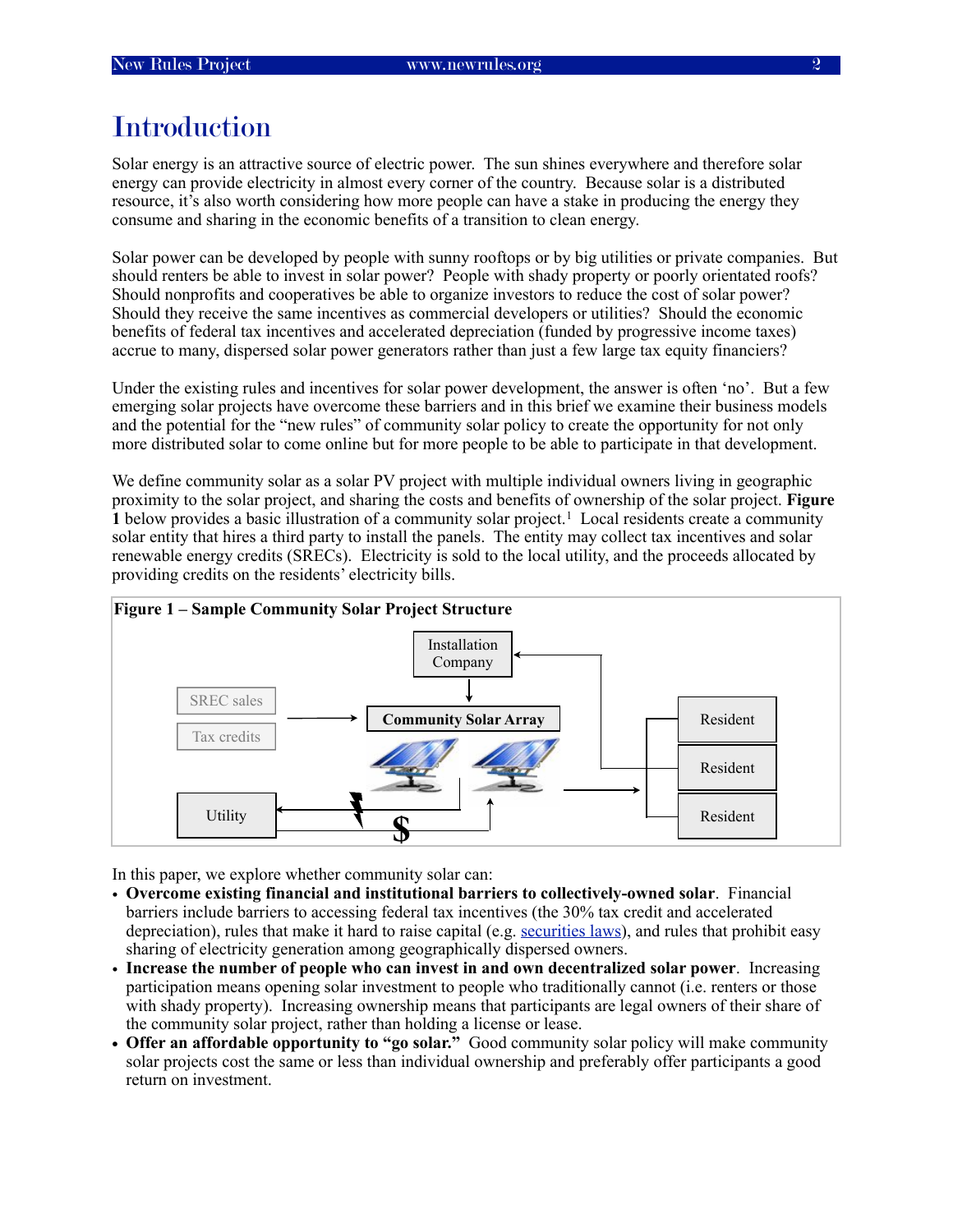# Introduction

Solar energy is an attractive source of electric power. The sun shines everywhere and therefore solar energy can provide electricity in almost every corner of the country. Because solar is a distributed resource, it's also worth considering how more people can have a stake in producing the energy they consume and sharing in the economic benefits of a transition to clean energy.

Solar power can be developed by people with sunny rooftops or by big utilities or private companies. But should renters be able to invest in solar power? People with shady property or poorly orientated roofs? Should nonprofits and cooperatives be able to organize investors to reduce the cost of solar power? Should they receive the same incentives as commercial developers or utilities? Should the economic benefits of federal tax incentives and accelerated depreciation (funded by progressive income taxes) accrue to many, dispersed solar power generators rather than just a few large tax equity financiers?

Under the existing rules and incentives for solar power development, the answer is often 'no'. But a few emerging solar projects have overcome these barriers and in this brief we examine their business models and the potential for the "new rules" of community solar policy to create the opportunity for not only more distributed solar to come online but for more people to be able to participate in that development.

We define community solar as a solar PV project with multiple individual owners living in geographic proximity to the solar project, and sharing the costs and benefits of ownership of the solar project. **Figure 1** below provides a basic illustration of a community solar project.[1] Local residents create a community solar entity that hires a third party to install the panels. The entity may collect tax incentives and solar renewable energy credits (SRECs). Electricity is sold to the local utility, and the proceeds allocated by providing credits on the residents' electricity bills.

**Figure 1 – Sample Community Solar Project Structure**

In this paper, we explore whether community solar can:

- **Overcome existing financial and institutional barriers to collectively-owned solar**. Financial barriers include barriers to accessing federal tax incentives (the 30% tax credit and accelerated depreciation), rules that make it hard to raise capital (e.g. securities laws), and rules that prohibit easy sharing of electricity generation among geographically dispersed owners.
- **Increase the number of people who can invest in and own decentralized solar power**. Increasing participation means opening solar investment to people who traditionally cannot (i.e. renters or those with shady property). Increasing ownership means that participants are legal owners of their share of the community solar project, rather than holding a license or lease.
- **Offer an affordable opportunity to "go solar."** Good community solar policy will make community solar projects cost the same or less than individual ownership and preferably offer participants a good return on investment.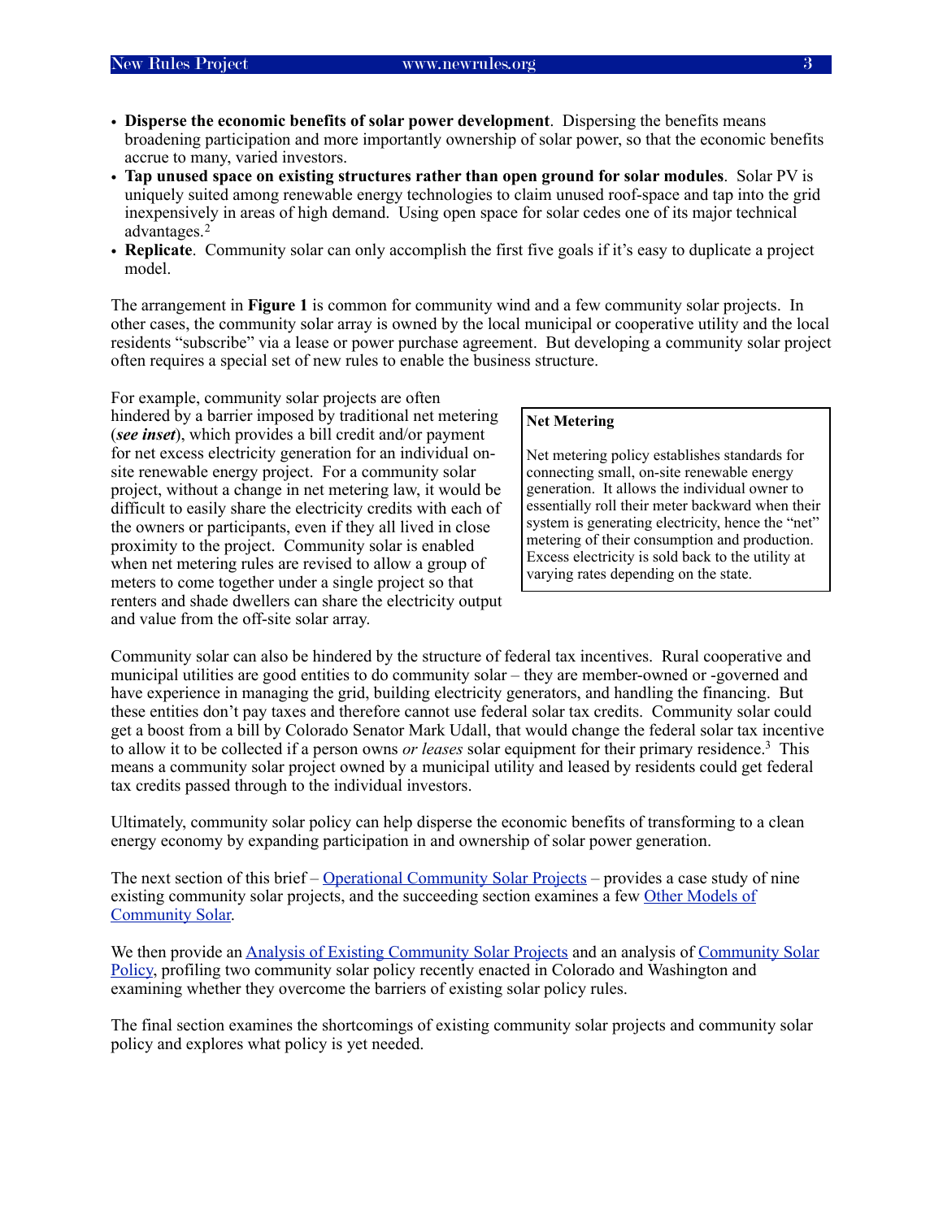- **Disperse the economic benefits of solar power development**. Dispersing the benefits means broadening participation and more importantly ownership of solar power, so that the economic benefits accrue to many, varied investors.
- **Tap unused space on existing structures rather than open ground for solar modules**. Solar PV is uniquely suited among renewable energy technologies to claim unused roof-space and tap into the grid inexpensively in areas of high demand. Using open space for solar cedes one of its major technical advantages.[2]
- **Replicate**. Community solar can only accomplish the first five goals if it's easy to duplicate a project model.

The arrangement in **Figure 1** is common for community wind and a few community solar projects. In other cases, the community solar array is owned by the local municipal or cooperative utility and the local residents "subscribe" via a lease or power purchase agreement. But developing a community solar project often requires a special set of new rules to enable the business structure.

For example, community solar projects are often hindered by a barrier imposed by traditional net metering (***see inset***), which provides a bill credit and/or payment for net excess electricity generation for an individual on-site renewable energy project. For a community solar project, without a change in net metering law, it would be difficult to easily share the electricity credits with each of the owners or participants, even if they all lived in close proximity to the project. Community solar is enabled when net metering rules are revised to allow a group of meters to come together under a single project so that renters and shade dwellers can share the electricity output and value from the off-site solar array.

> **Net Metering**
>
> Net metering policy establishes standards for connecting small, on-site renewable energy generation. It allows the individual owner to essentially roll their meter backward when their system is generating electricity, hence the "net" metering of their consumption and production. Excess electricity is sold back to the utility at varying rates depending on the state.

Community solar can also be hindered by the structure of federal tax incentives. Rural cooperative and municipal utilities are good entities to do community solar – they are member-owned or -governed and have experience in managing the grid, building electricity generators, and handling the financing. But these entities don't pay taxes and therefore cannot use federal solar tax credits. Community solar could get a boost from a bill by Colorado Senator Mark Udall, that would change the federal solar tax incentive to allow it to be collected if a person owns *or leases* solar equipment for their primary residence.[3] This means a community solar project owned by a municipal utility and leased by residents could get federal tax credits passed through to the individual investors.

Ultimately, community solar policy can help disperse the economic benefits of transforming to a clean energy economy by expanding participation in and ownership of solar power generation.

The next section of this brief – Operational Community Solar Projects – provides a case study of nine existing community solar projects, and the succeeding section examines a few Other Models of Community Solar.

We then provide an Analysis of Existing Community Solar Projects and an analysis of Community Solar Policy, profiling two community solar policy recently enacted in Colorado and Washington and examining whether they overcome the barriers of existing solar policy rules.

The final section examines the shortcomings of existing community solar projects and community solar policy and explores what policy is yet needed.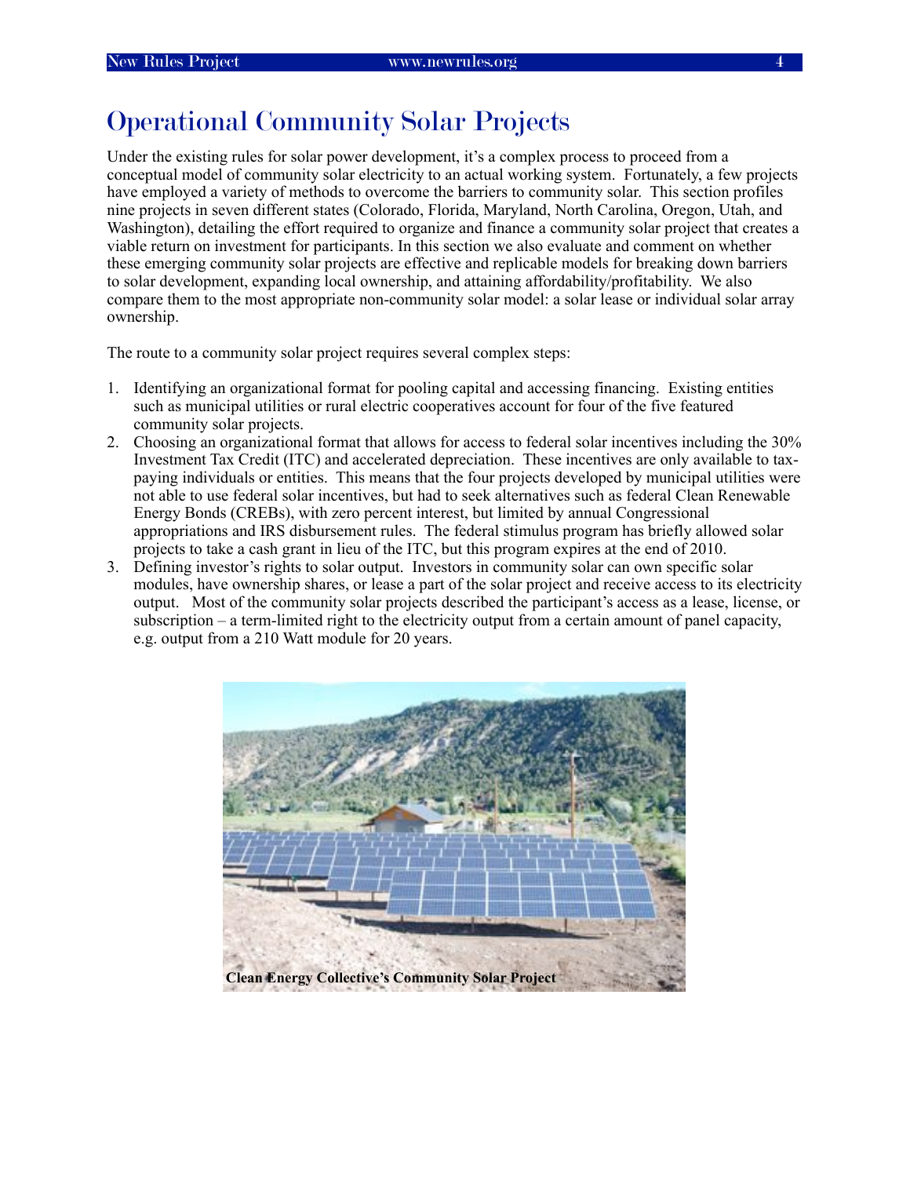# Operational Community Solar Projects

Under the existing rules for solar power development, it's a complex process to proceed from a conceptual model of community solar electricity to an actual working system. Fortunately, a few projects have employed a variety of methods to overcome the barriers to community solar. This section profiles nine projects in seven different states (Colorado, Florida, Maryland, North Carolina, Oregon, Utah, and Washington), detailing the effort required to organize and finance a community solar project that creates a viable return on investment for participants. In this section we also evaluate and comment on whether these emerging community solar projects are effective and replicable models for breaking down barriers to solar development, expanding local ownership, and attaining affordability/profitability. We also compare them to the most appropriate non-community solar model: a solar lease or individual solar array ownership.

The route to a community solar project requires several complex steps:

1. Identifying an organizational format for pooling capital and accessing financing. Existing entities such as municipal utilities or rural electric cooperatives account for four of the five featured community solar projects.
2. Choosing an organizational format that allows for access to federal solar incentives including the 30% Investment Tax Credit (ITC) and accelerated depreciation. These incentives are only available to tax-paying individuals or entities. This means that the four projects developed by municipal utilities were not able to use federal solar incentives, but had to seek alternatives such as federal Clean Renewable Energy Bonds (CREBs), with zero percent interest, but limited by annual Congressional appropriations and IRS disbursement rules. The federal stimulus program has briefly allowed solar projects to take a cash grant in lieu of the ITC, but this program expires at the end of 2010.
3. Defining investor's rights to solar output. Investors in community solar can own specific solar modules, have ownership shares, or lease a part of the solar project and receive access to its electricity output. Most of the community solar projects described the participant's access as a lease, license, or subscription – a term-limited right to the electricity output from a certain amount of panel capacity, e.g. output from a 210 Watt module for 20 years.

**Clean Energy Collective's Community Solar Project**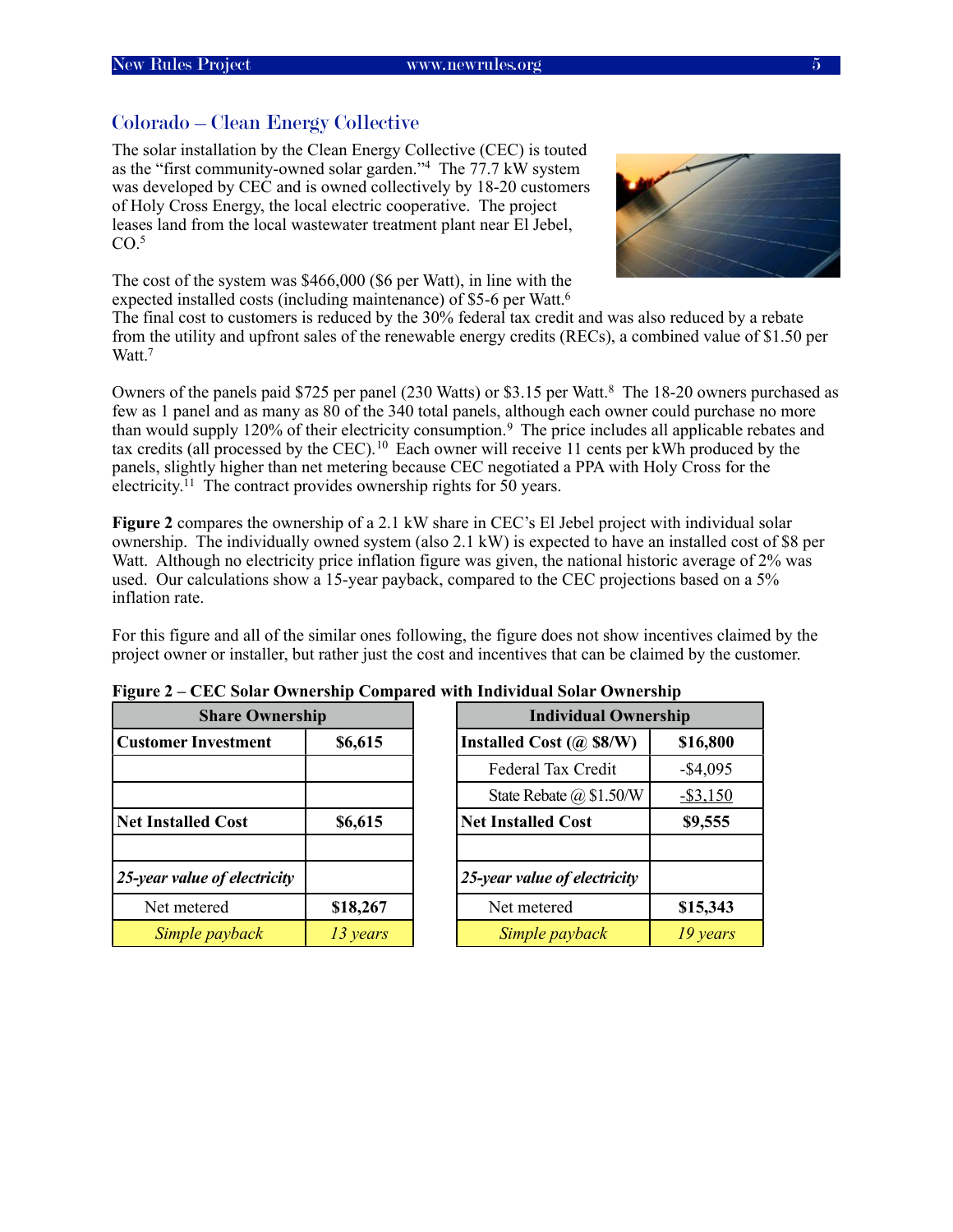## Colorado – Clean Energy Collective

The solar installation by the Clean Energy Collective (CEC) is touted as the "first community-owned solar garden."[4] The 77.7 kW system was developed by CEC and is owned collectively by 18-20 customers of Holy Cross Energy, the local electric cooperative. The project leases land from the local wastewater treatment plant near El Jebel, CO.[5]

The cost of the system was $466,000 ($6 per Watt), in line with the expected installed costs (including maintenance) of $5-6 per Watt.[6] The final cost to customers is reduced by the 30% federal tax credit and was also reduced by a rebate from the utility and upfront sales of the renewable energy credits (RECs), a combined value of $1.50 per Watt.[7]

Owners of the panels paid $725 per panel (230 Watts) or $3.15 per Watt.[8] The 18-20 owners purchased as few as 1 panel and as many as 80 of the 340 total panels, although each owner could purchase no more than would supply 120% of their electricity consumption.[9] The price includes all applicable rebates and tax credits (all processed by the CEC).[10] Each owner will receive 11 cents per kWh produced by the panels, slightly higher than net metering because CEC negotiated a PPA with Holy Cross for the electricity.[11] The contract provides ownership rights for 50 years.

**Figure 2** compares the ownership of a 2.1 kW share in CEC's El Jebel project with individual solar ownership. The individually owned system (also 2.1 kW) is expected to have an installed cost of $8 per Watt. Although no electricity price inflation figure was given, the national historic average of 2% was used. Our calculations show a 15-year payback, compared to the CEC projections based on a 5% inflation rate.

For this figure and all of the similar ones following, the figure does not show incentives claimed by the project owner or installer, but rather just the cost and incentives that can be claimed by the customer.

**Figure 2 – CEC Solar Ownership Compared with Individual Solar Ownership**

| Share Ownership | |
|---|---|
| **Customer Investment** | **$6,615** |
| | |
| | |
| **Net Installed Cost** | **$6,615** |
| | |
| ***25-year value of electricity*** | |
| Net metered | **$18,267** |
| *Simple payback* | *13 years* |

| Individual Ownership | |
|---|---|
| **Installed Cost (@ $8/W)** | **$16,800** |
| Federal Tax Credit | -$4,095 |
| State Rebate @ $1.50/W | -$3,150 |
| **Net Installed Cost** | **$9,555** |
| | |
| ***25-year value of electricity*** | |
| Net metered | **$15,343** |
| *Simple payback* | *19 years* |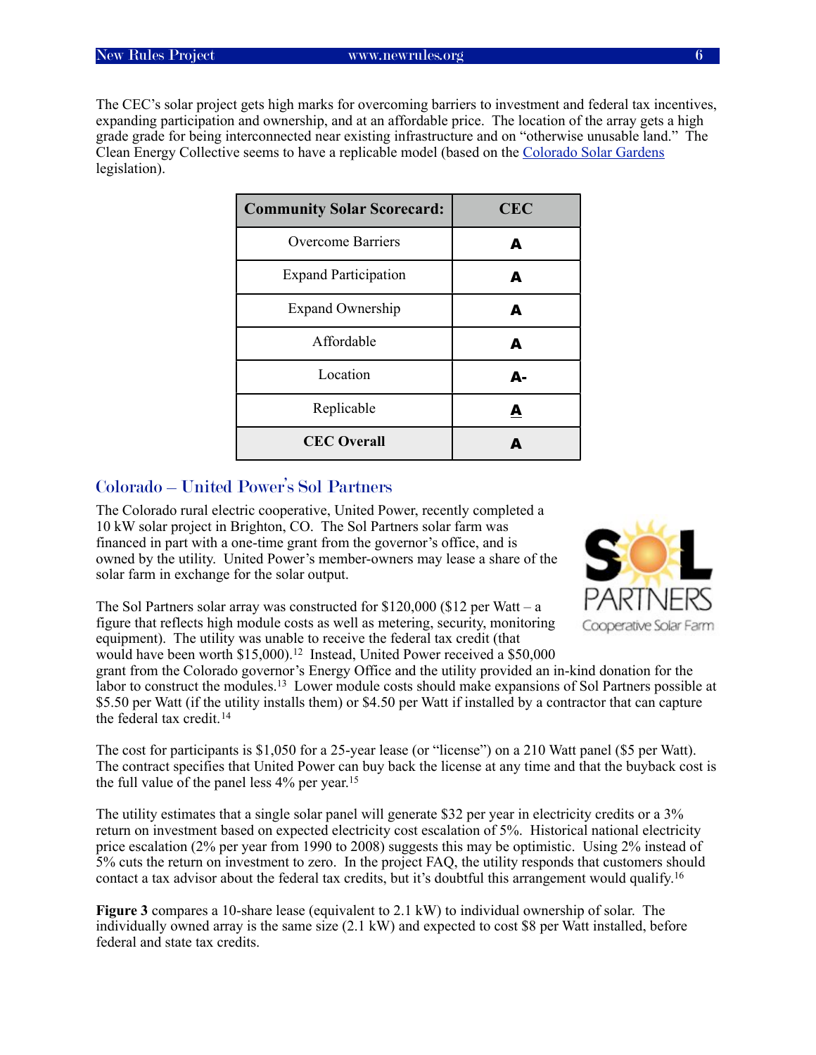The CEC's solar project gets high marks for overcoming barriers to investment and federal tax incentives, expanding participation and ownership, and at an affordable price. The location of the array gets a high grade grade for being interconnected near existing infrastructure and on "otherwise unusable land." The Clean Energy Collective seems to have a replicable model (based on the Colorado Solar Gardens legislation).

| Community Solar Scorecard: | CEC |
|---|---|
| Overcome Barriers | A |
| Expand Participation | A |
| Expand Ownership | A |
| Affordable | A |
| Location | A- |
| Replicable | A |
| **CEC Overall** | A |

## Colorado – United Power's Sol Partners

The Colorado rural electric cooperative, United Power, recently completed a 10 kW solar project in Brighton, CO. The Sol Partners solar farm was financed in part with a one-time grant from the governor's office, and is owned by the utility. United Power's member-owners may lease a share of the solar farm in exchange for the solar output.

SOL PARTNERS Cooperative Solar Farm

The Sol Partners solar array was constructed for $120,000 ($12 per Watt – a figure that reflects high module costs as well as metering, security, monitoring equipment). The utility was unable to receive the federal tax credit (that would have been worth $15,000).[12] Instead, United Power received a $50,000 grant from the Colorado governor's Energy Office and the utility provided an in-kind donation for the labor to construct the modules.[13] Lower module costs should make expansions of Sol Partners possible at $5.50 per Watt (if the utility installs them) or $4.50 per Watt if installed by a contractor that can capture the federal tax credit.[14]

The cost for participants is $1,050 for a 25-year lease (or "license") on a 210 Watt panel ($5 per Watt). The contract specifies that United Power can buy back the license at any time and that the buyback cost is the full value of the panel less 4% per year.[15]

The utility estimates that a single solar panel will generate $32 per year in electricity credits or a 3% return on investment based on expected electricity cost escalation of 5%. Historical national electricity price escalation (2% per year from 1990 to 2008) suggests this may be optimistic. Using 2% instead of 5% cuts the return on investment to zero. In the project FAQ, the utility responds that customers should contact a tax advisor about the federal tax credits, but it's doubtful this arrangement would qualify.[16]

**Figure 3** compares a 10-share lease (equivalent to 2.1 kW) to individual ownership of solar. The individually owned array is the same size (2.1 kW) and expected to cost $8 per Watt installed, before federal and state tax credits.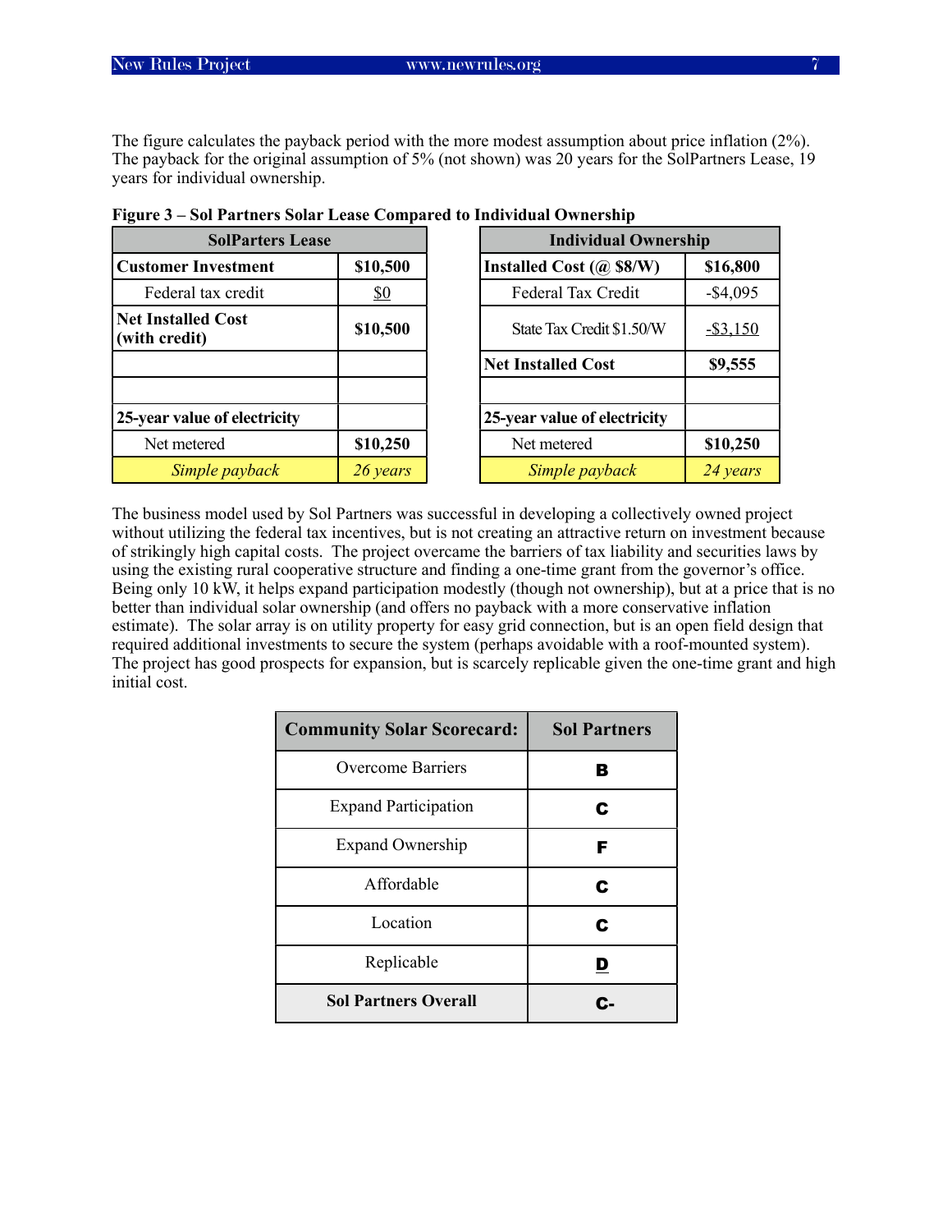The figure calculates the payback period with the more modest assumption about price inflation (2%). The payback for the original assumption of 5% (not shown) was 20 years for the SolPartners Lease, 19 years for individual ownership.

**Figure 3 – Sol Partners Solar Lease Compared to Individual Ownership**

| SolParters Lease | |
|---|---|
| **Customer Investment** | **$10,500** |
| Federal tax credit | $0 |
| **Net Installed Cost (with credit)** | **$10,500** |
| | |
| | |
| **25-year value of electricity** | |
| Net metered | **$10,250** |
| *Simple payback* | *26 years* |

| Individual Ownership | |
|---|---|
| **Installed Cost (@ $8/W)** | **$16,800** |
| Federal Tax Credit | -$4,095 |
| State Tax Credit $1.50/W | -$3,150 |
| **Net Installed Cost** | **$9,555** |
| | |
| **25-year value of electricity** | |
| Net metered | **$10,250** |
| *Simple payback* | *24 years* |

The business model used by Sol Partners was successful in developing a collectively owned project without utilizing the federal tax incentives, but is not creating an attractive return on investment because of strikingly high capital costs. The project overcame the barriers of tax liability and securities laws by using the existing rural cooperative structure and finding a one-time grant from the governor's office. Being only 10 kW, it helps expand participation modestly (though not ownership), but at a price that is no better than individual solar ownership (and offers no payback with a more conservative inflation estimate). The solar array is on utility property for easy grid connection, but is an open field design that required additional investments to secure the system (perhaps avoidable with a roof-mounted system). The project has good prospects for expansion, but is scarcely replicable given the one-time grant and high initial cost.

| Community Solar Scorecard: | Sol Partners |
|---|---|
| Overcome Barriers | B |
| Expand Participation | C |
| Expand Ownership | F |
| Affordable | C |
| Location | C |
| Replicable | D |
| **Sol Partners Overall** | **C-** |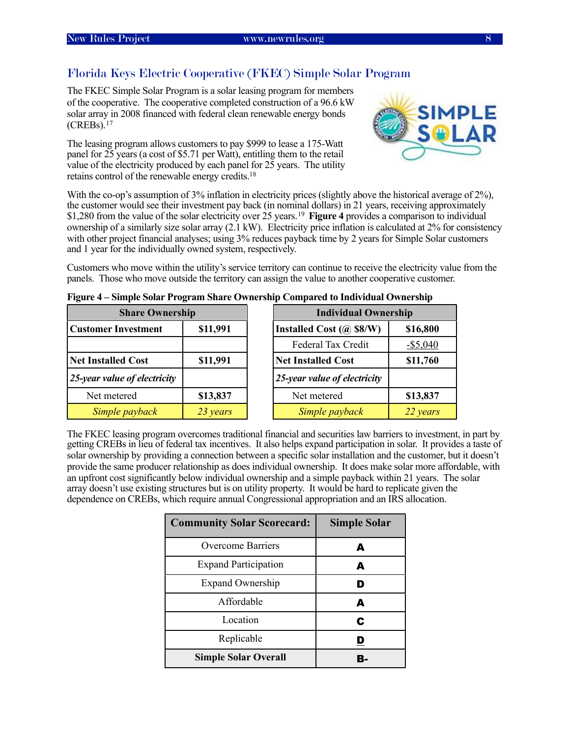## Florida Keys Electric Cooperative (FKEC) Simple Solar Program

The FKEC Simple Solar Program is a solar leasing program for members of the cooperative. The cooperative completed construction of a 96.6 kW solar array in 2008 financed with federal clean renewable energy bonds (CREBs).[17]

The leasing program allows customers to pay $999 to lease a 175-Watt panel for 25 years (a cost of $5.71 per Watt), entitling them to the retail value of the electricity produced by each panel for 25 years. The utility retains control of the renewable energy credits.[18]

With the co-op's assumption of 3% inflation in electricity prices (slightly above the historical average of 2%), the customer would see their investment pay back (in nominal dollars) in 21 years, receiving approximately $1,280 from the value of the solar electricity over 25 years.[19] **Figure 4** provides a comparison to individual ownership of a similarly size solar array (2.1 kW). Electricity price inflation is calculated at 2% for consistency with other project financial analyses; using 3% reduces payback time by 2 years for Simple Solar customers and 1 year for the individually owned system, respectively.

Customers who move within the utility's service territory can continue to receive the electricity value from the panels. Those who move outside the territory can assign the value to another cooperative customer.

**Figure 4 – Simple Solar Program Share Ownership Compared to Individual Ownership**

| Share Ownership | |
|---|---|
| **Customer Investment** | **$11,991** |
| | |
| **Net Installed Cost** | **$11,991** |
| ***25-year value of electricity*** | |
| Net metered | **$13,837** |
| *Simple payback* | *23 years* |

| Individual Ownership | |
|---|---|
| **Installed Cost (@ $8/W)** | **$16,800** |
| Federal Tax Credit | -$5,040 |
| **Net Installed Cost** | **$11,760** |
| ***25-year value of electricity*** | |
| Net metered | **$13,837** |
| *Simple payback* | *22 years* |

The FKEC leasing program overcomes traditional financial and securities law barriers to investment, in part by getting CREBs in lieu of federal tax incentives. It also helps expand participation in solar. It provides a taste of solar ownership by providing a connection between a specific solar installation and the customer, but it doesn't provide the same producer relationship as does individual ownership. It does make solar more affordable, with an upfront cost significantly below individual ownership and a simple payback within 21 years. The solar array doesn't use existing structures but is on utility property. It would be hard to replicate given the dependence on CREBs, which require annual Congressional appropriation and an IRS allocation.

| Community Solar Scorecard: | Simple Solar |
|---|---|
| Overcome Barriers | A |
| Expand Participation | A |
| Expand Ownership | D |
| Affordable | A |
| Location | C |
| Replicable | D |
| **Simple Solar Overall** | **B-** |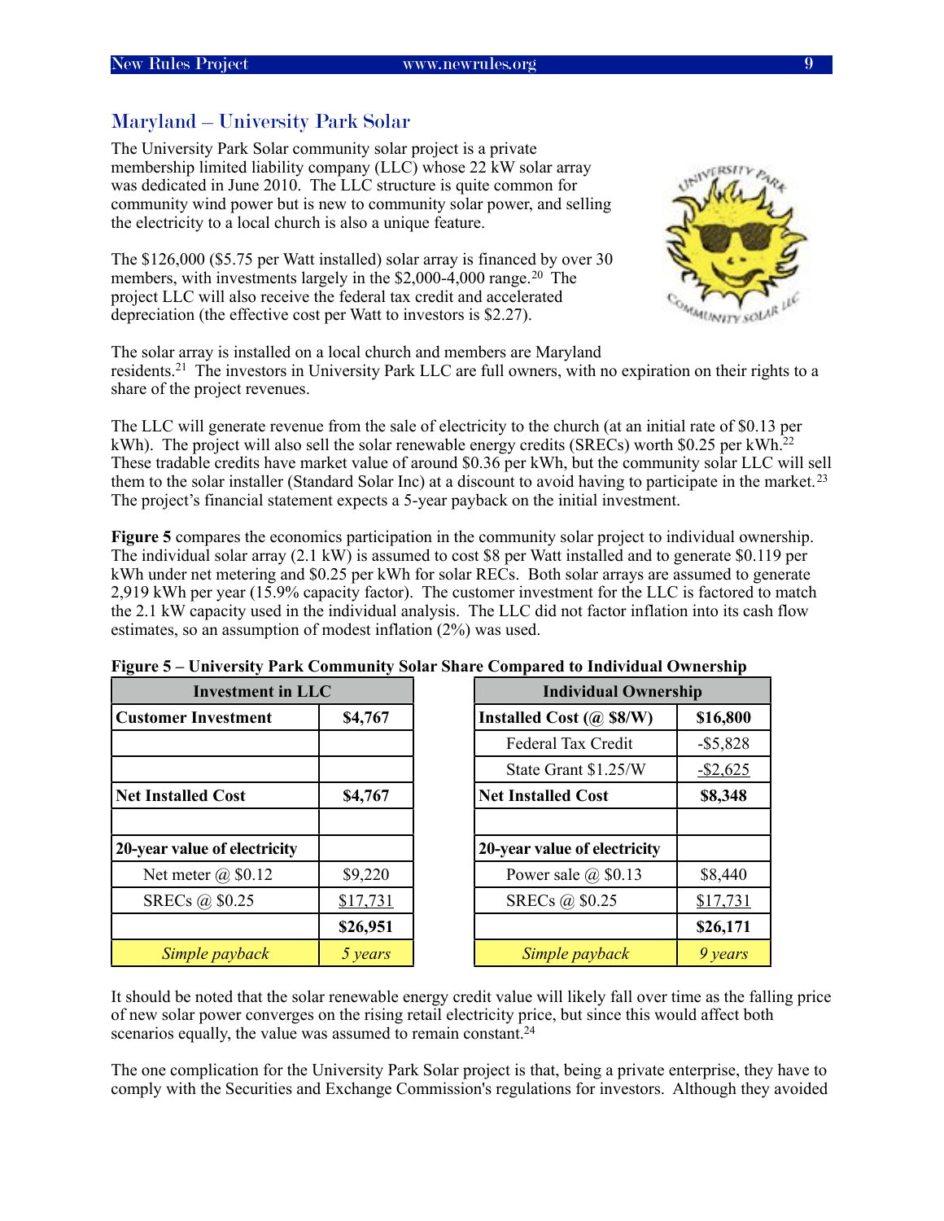## Maryland – University Park Solar

The University Park Solar community solar project is a private membership limited liability company (LLC) whose 22 kW solar array was dedicated in June 2010. The LLC structure is quite common for community wind power but is new to community solar power, and selling the electricity to a local church is also a unique feature.

The $126,000 ($5.75 per Watt installed) solar array is financed by over 30 members, with investments largely in the $2,000-4,000 range.[20] The project LLC will also receive the federal tax credit and accelerated depreciation (the effective cost per Watt to investors is $2.27).

The solar array is installed on a local church and members are Maryland residents.[21] The investors in University Park LLC are full owners, with no expiration on their rights to a share of the project revenues.

The LLC will generate revenue from the sale of electricity to the church (at an initial rate of $0.13 per kWh). The project will also sell the solar renewable energy credits (SRECs) worth $0.25 per kWh.[22] These tradable credits have market value of around $0.36 per kWh, but the community solar LLC will sell them to the solar installer (Standard Solar Inc) at a discount to avoid having to participate in the market.[23] The project's financial statement expects a 5-year payback on the initial investment.

**Figure 5** compares the economics participation in the community solar project to individual ownership. The individual solar array (2.1 kW) is assumed to cost $8 per Watt installed and to generate $0.119 per kWh under net metering and $0.25 per kWh for solar RECs. Both solar arrays are assumed to generate 2,919 kWh per year (15.9% capacity factor). The customer investment for the LLC is factored to match the 2.1 kW capacity used in the individual analysis. The LLC did not factor inflation into its cash flow estimates, so an assumption of modest inflation (2%) was used.

**Figure 5 – University Park Community Solar Share Compared to Individual Ownership**

| **Investment in LLC** | | | **Individual Ownership** | |
|---|---|---|---|---|
| **Customer Investment** | **$4,767** | | **Installed Cost (@ $8/W)** | **$16,800** |
| | | | Federal Tax Credit | -$5,828 |
| | | | State Grant $1.25/W | -$2,625 |
| **Net Installed Cost** | **$4,767** | | **Net Installed Cost** | **$8,348** |
| | | | | |
| **20-year value of electricity** | | | **20-year value of electricity** | |
| Net meter @ $0.12 | $9,220 | | Power sale @ $0.13 | $8,440 |
| SRECs @ $0.25 | $17,731 | | SRECs @ $0.25 | $17,731 |
| | **$26,951** | | | **$26,171** |
| *Simple payback* | *5 years* | | *Simple payback* | *9 years* |

It should be noted that the solar renewable energy credit value will likely fall over time as the falling price of new solar power converges on the rising retail electricity price, but since this would affect both scenarios equally, the value was assumed to remain constant.[24]

The one complication for the University Park Solar project is that, being a private enterprise, they have to comply with the Securities and Exchange Commission's regulations for investors. Although they avoided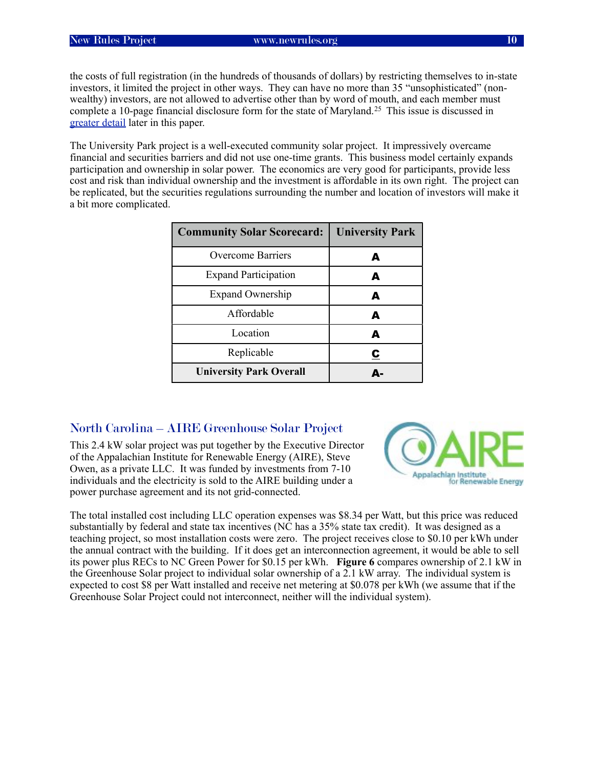the costs of full registration (in the hundreds of thousands of dollars) by restricting themselves to in-state investors, it limited the project in other ways. They can have no more than 35 "unsophisticated" (non-wealthy) investors, are not allowed to advertise other than by word of mouth, and each member must complete a 10-page financial disclosure form for the state of Maryland.[25] This issue is discussed in greater detail later in this paper.

The University Park project is a well-executed community solar project. It impressively overcame financial and securities barriers and did not use one-time grants. This business model certainly expands participation and ownership in solar power. The economics are very good for participants, provide less cost and risk than individual ownership and the investment is affordable in its own right. The project can be replicated, but the securities regulations surrounding the number and location of investors will make it a bit more complicated.

| **Community Solar Scorecard:** | **University Park** |
|---|---|
| Overcome Barriers | **A** |
| Expand Participation | **A** |
| Expand Ownership | **A** |
| Affordable | **A** |
| Location | **A** |
| Replicable | **C** |
| **University Park Overall** | **A-** |

## North Carolina – AIRE Greenhouse Solar Project

This 2.4 kW solar project was put together by the Executive Director of the Appalachian Institute for Renewable Energy (AIRE), Steve Owen, as a private LLC. It was funded by investments from 7-10 individuals and the electricity is sold to the AIRE building under a power purchase agreement and its not grid-connected.

The total installed cost including LLC operation expenses was $8.34 per Watt, but this price was reduced substantially by federal and state tax incentives (NC has a 35% state tax credit). It was designed as a teaching project, so most installation costs were zero. The project receives close to $0.10 per kWh under the annual contract with the building. If it does get an interconnection agreement, it would be able to sell its power plus RECs to NC Green Power for $0.15 per kWh. **Figure 6** compares ownership of 2.1 kW in the Greenhouse Solar project to individual solar ownership of a 2.1 kW array. The individual system is expected to cost $8 per Watt installed and receive net metering at $0.078 per kWh (we assume that if the Greenhouse Solar Project could not interconnect, neither will the individual system).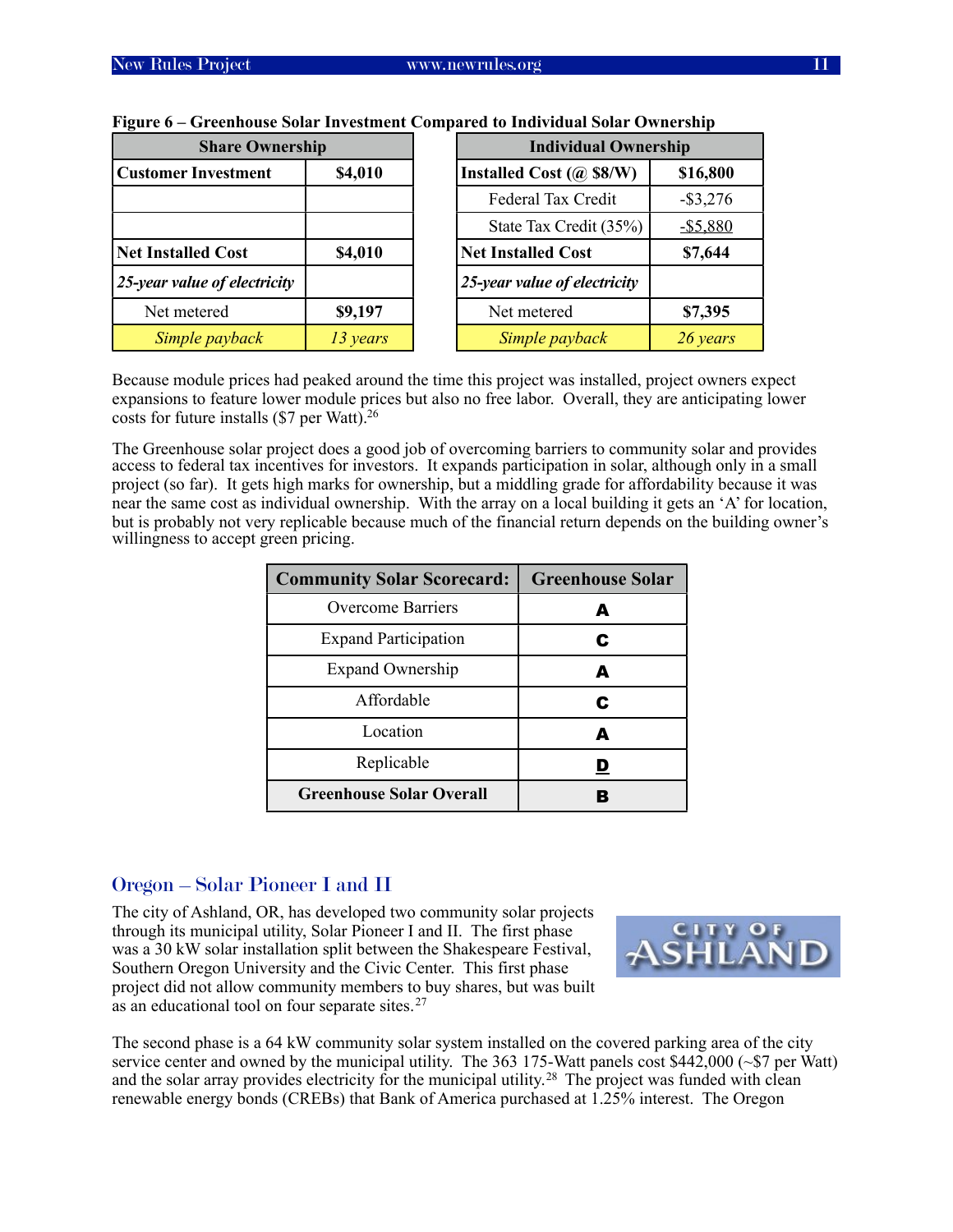**Figure 6 – Greenhouse Solar Investment Compared to Individual Solar Ownership**

| Share Ownership | |
|---|---|
| **Customer Investment** | **$4,010** |
| | |
| | |
| **Net Installed Cost** | **$4,010** |
| ***25-year value of electricity*** | |
| Net metered | **$9,197** |
| *Simple payback* | *13 years* |

| Individual Ownership | |
|---|---|
| **Installed Cost (@ $8/W)** | **$16,800** |
| Federal Tax Credit | -$3,276 |
| State Tax Credit (35%) | -$5,880 |
| **Net Installed Cost** | **$7,644** |
| ***25-year value of electricity*** | |
| Net metered | **$7,395** |
| *Simple payback* | *26 years* |

Because module prices had peaked around the time this project was installed, project owners expect expansions to feature lower module prices but also no free labor. Overall, they are anticipating lower costs for future installs ($7 per Watt).[26]

The Greenhouse solar project does a good job of overcoming barriers to community solar and provides access to federal tax incentives for investors. It expands participation in solar, although only in a small project (so far). It gets high marks for ownership, but a middling grade for affordability because it was near the same cost as individual ownership. With the array on a local building it gets an 'A' for location, but is probably not very replicable because much of the financial return depends on the building owner's willingness to accept green pricing.

| Community Solar Scorecard: | Greenhouse Solar |
|---|---|
| Overcome Barriers | **A** |
| Expand Participation | **C** |
| Expand Ownership | **A** |
| Affordable | **C** |
| Location | **A** |
| Replicable | **D** |
| **Greenhouse Solar Overall** | **B** |

## Oregon – Solar Pioneer I and II

CITY OF ASHLAND

The city of Ashland, OR, has developed two community solar projects through its municipal utility, Solar Pioneer I and II. The first phase was a 30 kW solar installation split between the Shakespeare Festival, Southern Oregon University and the Civic Center. This first phase project did not allow community members to buy shares, but was built as an educational tool on four separate sites.[27]

The second phase is a 64 kW community solar system installed on the covered parking area of the city service center and owned by the municipal utility. The 363 175-Watt panels cost $442,000 (~$7 per Watt) and the solar array provides electricity for the municipal utility.[28] The project was funded with clean renewable energy bonds (CREBs) that Bank of America purchased at 1.25% interest. The Oregon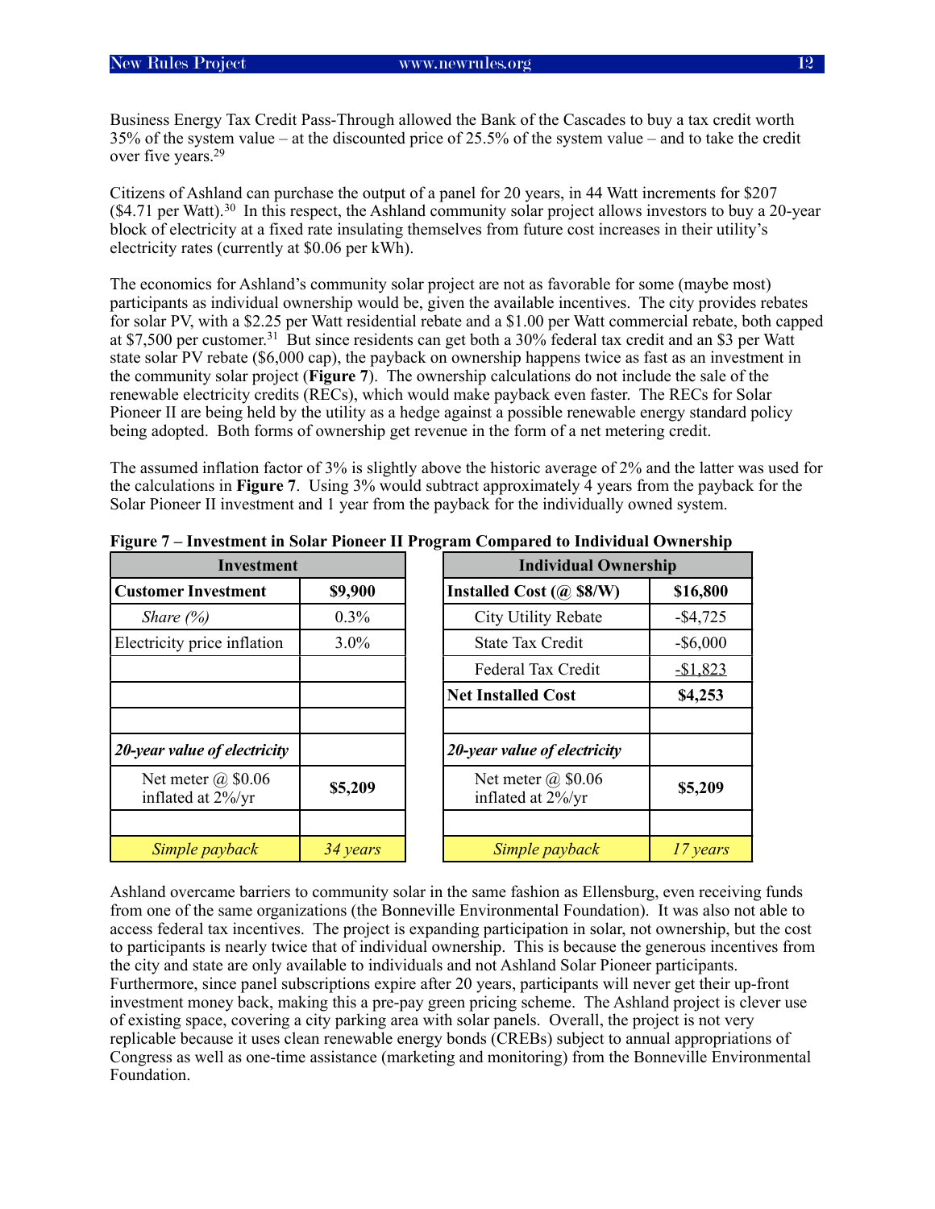Business Energy Tax Credit Pass-Through allowed the Bank of the Cascades to buy a tax credit worth 35% of the system value – at the discounted price of 25.5% of the system value – and to take the credit over five years.[29]

Citizens of Ashland can purchase the output of a panel for 20 years, in 44 Watt increments for $207 ($4.71 per Watt).[30] In this respect, the Ashland community solar project allows investors to buy a 20-year block of electricity at a fixed rate insulating themselves from future cost increases in their utility's electricity rates (currently at $0.06 per kWh).

The economics for Ashland's community solar project are not as favorable for some (maybe most) participants as individual ownership would be, given the available incentives. The city provides rebates for solar PV, with a $2.25 per Watt residential rebate and a $1.00 per Watt commercial rebate, both capped at $7,500 per customer.[31] But since residents can get both a 30% federal tax credit and an $3 per Watt state solar PV rebate ($6,000 cap), the payback on ownership happens twice as fast as an investment in the community solar project (**Figure 7**). The ownership calculations do not include the sale of the renewable electricity credits (RECs), which would make payback even faster. The RECs for Solar Pioneer II are being held by the utility as a hedge against a possible renewable energy standard policy being adopted. Both forms of ownership get revenue in the form of a net metering credit.

The assumed inflation factor of 3% is slightly above the historic average of 2% and the latter was used for the calculations in **Figure 7**. Using 3% would subtract approximately 4 years from the payback for the Solar Pioneer II investment and 1 year from the payback for the individually owned system.

**Figure 7 – Investment in Solar Pioneer II Program Compared to Individual Ownership**

| **Investment** | |
|---|---|
| **Customer Investment** | **$9,900** |
| *Share (%)* | 0.3% |
| Electricity price inflation | 3.0% |
| | |
| | |
| | |
| ***20-year value of electricity*** | |
| Net meter @ $0.06 inflated at 2%/yr | **$5,209** |
| | |
| *Simple payback* | *34 years* |

| **Individual Ownership** | |
|---|---|
| **Installed Cost (@ $8/W)** | **$16,800** |
| City Utility Rebate | -$4,725 |
| State Tax Credit | -$6,000 |
| Federal Tax Credit | -$1,823 |
| **Net Installed Cost** | **$4,253** |
| | |
| ***20-year value of electricity*** | |
| Net meter @ $0.06 inflated at 2%/yr | **$5,209** |
| | |
| *Simple payback* | *17 years* |

Ashland overcame barriers to community solar in the same fashion as Ellensburg, even receiving funds from one of the same organizations (the Bonneville Environmental Foundation). It was also not able to access federal tax incentives. The project is expanding participation in solar, not ownership, but the cost to participants is nearly twice that of individual ownership. This is because the generous incentives from the city and state are only available to individuals and not Ashland Solar Pioneer participants. Furthermore, since panel subscriptions expire after 20 years, participants will never get their up-front investment money back, making this a pre-pay green pricing scheme. The Ashland project is clever use of existing space, covering a city parking area with solar panels. Overall, the project is not very replicable because it uses clean renewable energy bonds (CREBs) subject to annual appropriations of Congress as well as one-time assistance (marketing and monitoring) from the Bonneville Environmental Foundation.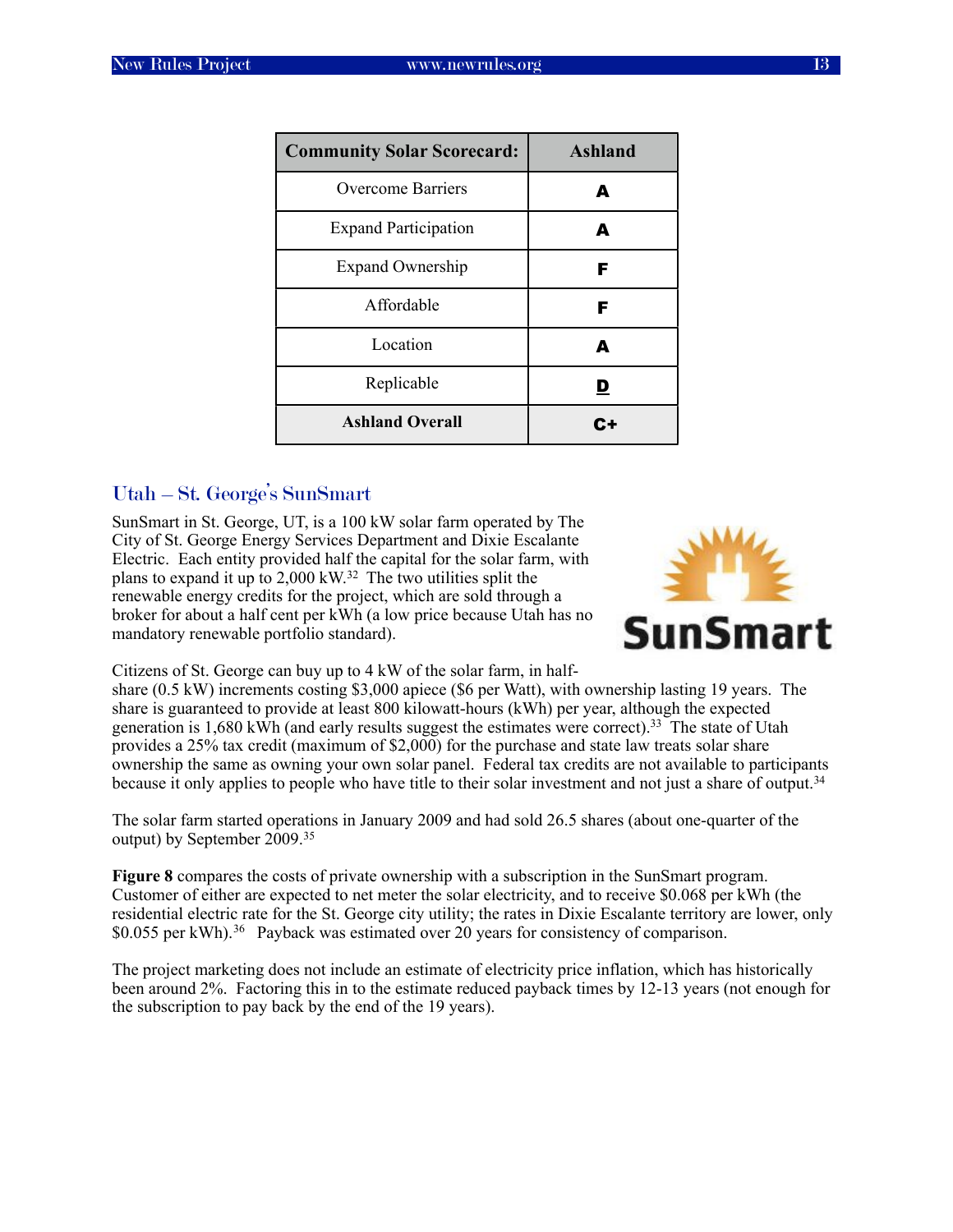| Community Solar Scorecard: | Ashland |
|---|---|
| Overcome Barriers | A |
| Expand Participation | A |
| Expand Ownership | F |
| Affordable | F |
| Location | A |
| Replicable | D |
| **Ashland Overall** | **C+** |

## Utah – St. George's SunSmart

SunSmart in St. George, UT, is a 100 kW solar farm operated by The City of St. George Energy Services Department and Dixie Escalante Electric. Each entity provided half the capital for the solar farm, with plans to expand it up to 2,000 kW.[32] The two utilities split the renewable energy credits for the project, which are sold through a broker for about a half cent per kWh (a low price because Utah has no mandatory renewable portfolio standard).

Citizens of St. George can buy up to 4 kW of the solar farm, in half-share (0.5 kW) increments costing $3,000 apiece ($6 per Watt), with ownership lasting 19 years. The share is guaranteed to provide at least 800 kilowatt-hours (kWh) per year, although the expected generation is 1,680 kWh (and early results suggest the estimates were correct).[33] The state of Utah provides a 25% tax credit (maximum of $2,000) for the purchase and state law treats solar share ownership the same as owning your own solar panel. Federal tax credits are not available to participants because it only applies to people who have title to their solar investment and not just a share of output.[34]

The solar farm started operations in January 2009 and had sold 26.5 shares (about one-quarter of the output) by September 2009.[35]

**Figure 8** compares the costs of private ownership with a subscription in the SunSmart program. Customer of either are expected to net meter the solar electricity, and to receive $0.068 per kWh (the residential electric rate for the St. George city utility; the rates in Dixie Escalante territory are lower, only $0.055 per kWh).[36] Payback was estimated over 20 years for consistency of comparison.

The project marketing does not include an estimate of electricity price inflation, which has historically been around 2%. Factoring this in to the estimate reduced payback times by 12-13 years (not enough for the subscription to pay back by the end of the 19 years).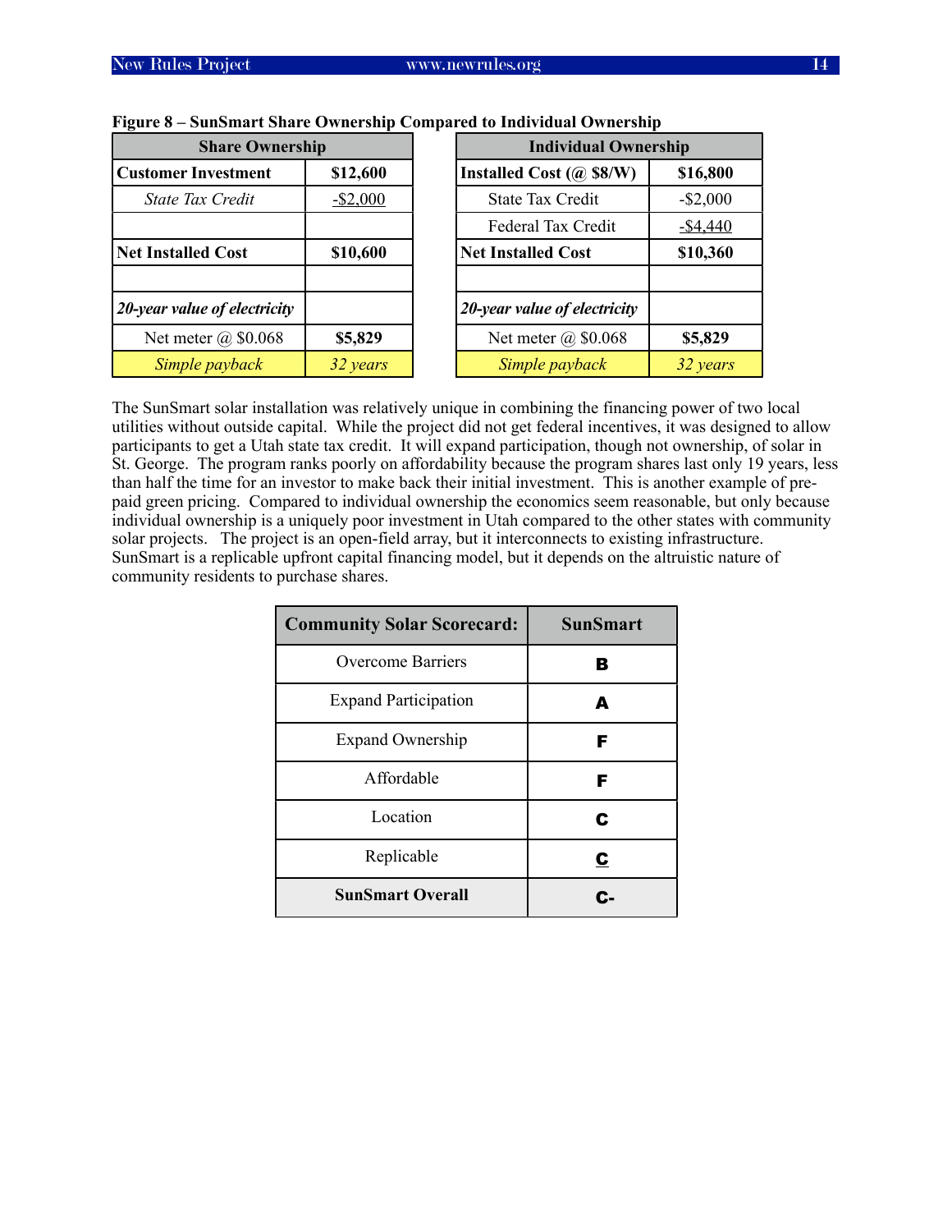**Figure 8 – SunSmart Share Ownership Compared to Individual Ownership**

| Share Ownership | |
|---|---|
| **Customer Investment** | **$12,600** |
| *State Tax Credit* | -$2,000 |
| | |
| **Net Installed Cost** | **$10,600** |
| | |
| ***20-year value of electricity*** | |
| Net meter @ $0.068 | **$5,829** |
| *Simple payback* | *32 years* |

| Individual Ownership | |
|---|---|
| **Installed Cost (@ $8/W)** | **$16,800** |
| State Tax Credit | -$2,000 |
| Federal Tax Credit | -$4,440 |
| **Net Installed Cost** | **$10,360** |
| | |
| ***20-year value of electricity*** | |
| Net meter @ $0.068 | **$5,829** |
| *Simple payback* | *32 years* |

The SunSmart solar installation was relatively unique in combining the financing power of two local utilities without outside capital. While the project did not get federal incentives, it was designed to allow participants to get a Utah state tax credit. It will expand participation, though not ownership, of solar in St. George. The program ranks poorly on affordability because the program shares last only 19 years, less than half the time for an investor to make back their initial investment. This is another example of pre-paid green pricing. Compared to individual ownership the economics seem reasonable, but only because individual ownership is a uniquely poor investment in Utah compared to the other states with community solar projects. The project is an open-field array, but it interconnects to existing infrastructure. SunSmart is a replicable upfront capital financing model, but it depends on the altruistic nature of community residents to purchase shares.

| Community Solar Scorecard: | SunSmart |
|---|---|
| Overcome Barriers | **B** |
| Expand Participation | **A** |
| Expand Ownership | **F** |
| Affordable | **F** |
| Location | **C** |
| Replicable | **C** |
| **SunSmart Overall** | **C-** |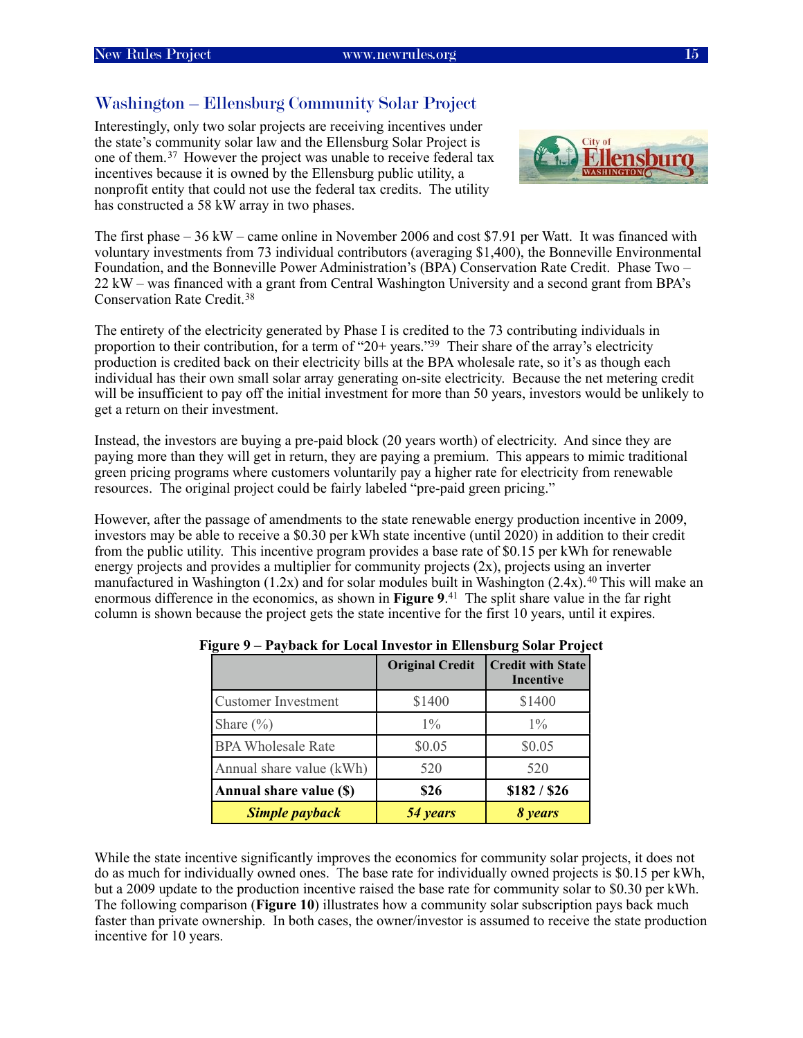## Washington – Ellensburg Community Solar Project

Interestingly, only two solar projects are receiving incentives under the state's community solar law and the Ellensburg Solar Project is one of them.[37] However the project was unable to receive federal tax incentives because it is owned by the Ellensburg public utility, a nonprofit entity that could not use the federal tax credits. The utility has constructed a 58 kW array in two phases.

The first phase – 36 kW – came online in November 2006 and cost $7.91 per Watt. It was financed with voluntary investments from 73 individual contributors (averaging $1,400), the Bonneville Environmental Foundation, and the Bonneville Power Administration's (BPA) Conservation Rate Credit. Phase Two – 22 kW – was financed with a grant from Central Washington University and a second grant from BPA's Conservation Rate Credit.[38]

The entirety of the electricity generated by Phase I is credited to the 73 contributing individuals in proportion to their contribution, for a term of "20+ years."[39] Their share of the array's electricity production is credited back on their electricity bills at the BPA wholesale rate, so it's as though each individual has their own small solar array generating on-site electricity. Because the net metering credit will be insufficient to pay off the initial investment for more than 50 years, investors would be unlikely to get a return on their investment.

Instead, the investors are buying a pre-paid block (20 years worth) of electricity. And since they are paying more than they will get in return, they are paying a premium. This appears to mimic traditional green pricing programs where customers voluntarily pay a higher rate for electricity from renewable resources. The original project could be fairly labeled "pre-paid green pricing."

However, after the passage of amendments to the state renewable energy production incentive in 2009, investors may be able to receive a $0.30 per kWh state incentive (until 2020) in addition to their credit from the public utility. This incentive program provides a base rate of $0.15 per kWh for renewable energy projects and provides a multiplier for community projects (2x), projects using an inverter manufactured in Washington (1.2x) and for solar modules built in Washington (2.4x).[40] This will make an enormous difference in the economics, as shown in **Figure 9**.[41] The split share value in the far right column is shown because the project gets the state incentive for the first 10 years, until it expires.

**Figure 9 – Payback for Local Investor in Ellensburg Solar Project**

| | Original Credit | Credit with State Incentive |
|---|---|---|
| Customer Investment | $1400 | $1400 |
| Share (%) | 1% | 1% |
| BPA Wholesale Rate | $0.05 | $0.05 |
| Annual share value (kWh) | 520 | 520 |
| **Annual share value ($)** | **$26** | **$182 / $26** |
| ***Simple payback*** | ***54 years*** | ***8 years*** |

While the state incentive significantly improves the economics for community solar projects, it does not do as much for individually owned ones. The base rate for individually owned projects is $0.15 per kWh, but a 2009 update to the production incentive raised the base rate for community solar to $0.30 per kWh. The following comparison (**Figure 10**) illustrates how a community solar subscription pays back much faster than private ownership. In both cases, the owner/investor is assumed to receive the state production incentive for 10 years.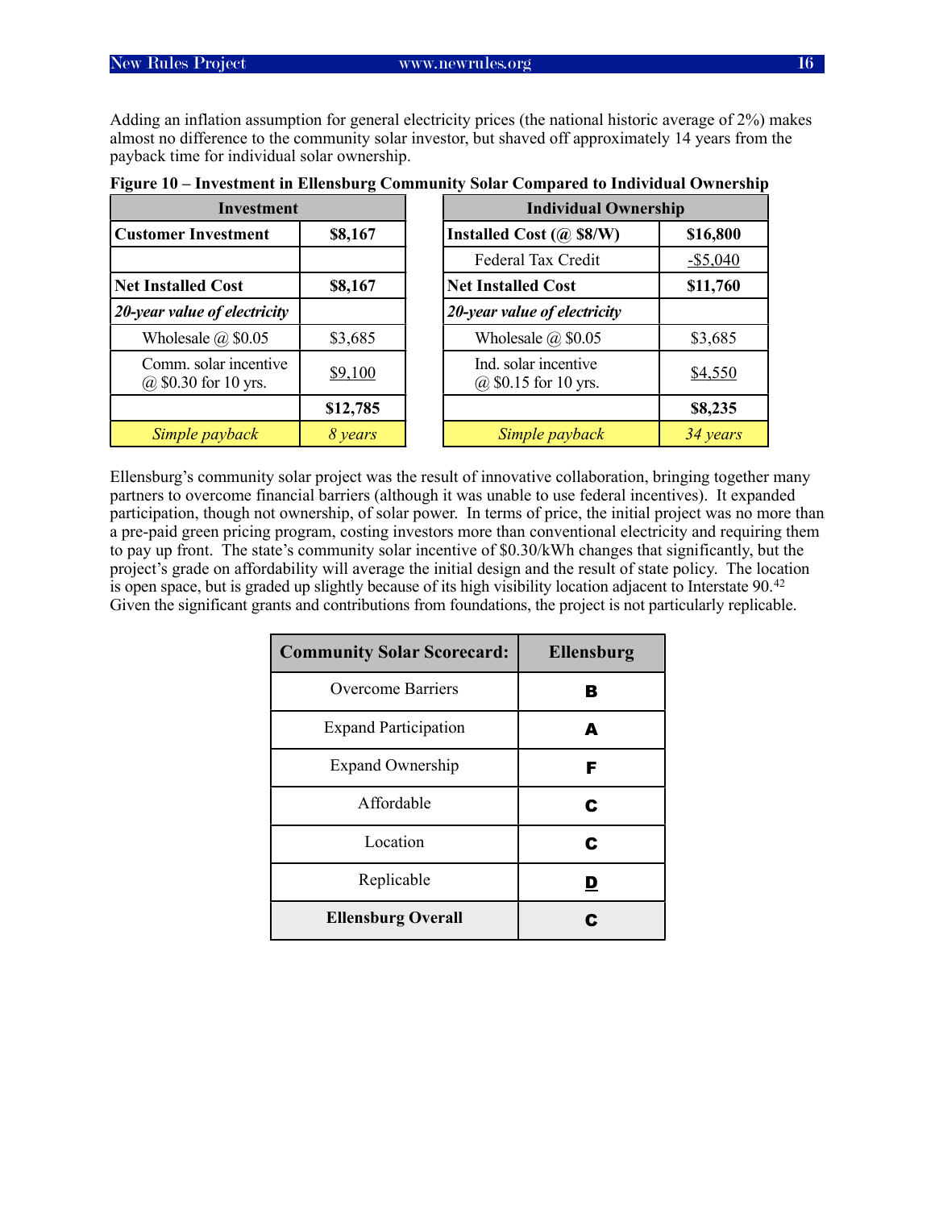Adding an inflation assumption for general electricity prices (the national historic average of 2%) makes almost no difference to the community solar investor, but shaved off approximately 14 years from the payback time for individual solar ownership.

**Figure 10 – Investment in Ellensburg Community Solar Compared to Individual Ownership**

| **Investment** | |
|---|---|
| **Customer Investment** | **$8,167** |
| | |
| **Net Installed Cost** | **$8,167** |
| ***20-year value of electricity*** | |
| Wholesale @ $0.05 | $3,685 |
| Comm. solar incentive @ $0.30 for 10 yrs. | $9,100 |
| | **$12,785** |
| *Simple payback* | *8 years* |

| **Individual Ownership** | |
|---|---|
| **Installed Cost (@ $8/W)** | **$16,800** |
| Federal Tax Credit | -$5,040 |
| **Net Installed Cost** | **$11,760** |
| ***20-year value of electricity*** | |
| Wholesale @ $0.05 | $3,685 |
| Ind. solar incentive @ $0.15 for 10 yrs. | $4,550 |
| | **$8,235** |
| *Simple payback* | *34 years* |

Ellensburg's community solar project was the result of innovative collaboration, bringing together many partners to overcome financial barriers (although it was unable to use federal incentives). It expanded participation, though not ownership, of solar power. In terms of price, the initial project was no more than a pre-paid green pricing program, costing investors more than conventional electricity and requiring them to pay up front. The state's community solar incentive of $0.30/kWh changes that significantly, but the project's grade on affordability will average the initial design and the result of state policy. The location is open space, but is graded up slightly because of its high visibility location adjacent to Interstate 90.[42] Given the significant grants and contributions from foundations, the project is not particularly replicable.

| **Community Solar Scorecard:** | **Ellensburg** |
|---|---|
| Overcome Barriers | **B** |
| Expand Participation | **A** |
| Expand Ownership | **F** |
| Affordable | **C** |
| Location | **C** |
| Replicable | **D** |
| **Ellensburg Overall** | **C** |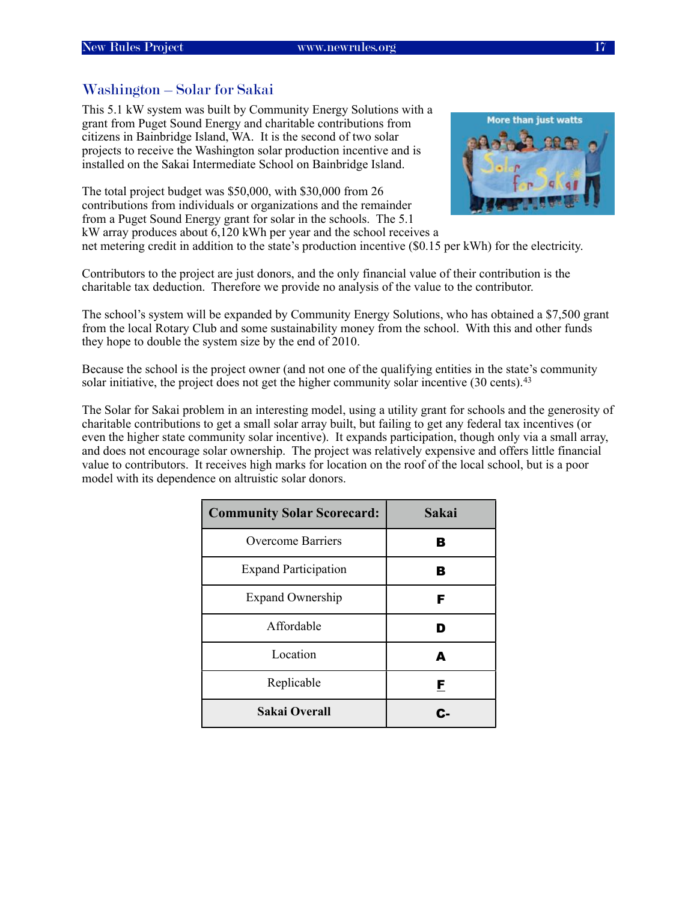## Washington – Solar for Sakai

This 5.1 kW system was built by Community Energy Solutions with a grant from Puget Sound Energy and charitable contributions from citizens in Bainbridge Island, WA. It is the second of two solar projects to receive the Washington solar production incentive and is installed on the Sakai Intermediate School on Bainbridge Island.

The total project budget was $50,000, with $30,000 from 26 contributions from individuals or organizations and the remainder from a Puget Sound Energy grant for solar in the schools. The 5.1 kW array produces about 6,120 kWh per year and the school receives a net metering credit in addition to the state's production incentive ($0.15 per kWh) for the electricity.

Contributors to the project are just donors, and the only financial value of their contribution is the charitable tax deduction. Therefore we provide no analysis of the value to the contributor.

The school's system will be expanded by Community Energy Solutions, who has obtained a $7,500 grant from the local Rotary Club and some sustainability money from the school. With this and other funds they hope to double the system size by the end of 2010.

Because the school is the project owner (and not one of the qualifying entities in the state's community solar initiative, the project does not get the higher community solar incentive (30 cents).[43]

The Solar for Sakai problem in an interesting model, using a utility grant for schools and the generosity of charitable contributions to get a small solar array built, but failing to get any federal tax incentives (or even the higher state community solar incentive). It expands participation, though only via a small array, and does not encourage solar ownership. The project was relatively expensive and offers little financial value to contributors. It receives high marks for location on the roof of the local school, but is a poor model with its dependence on altruistic solar donors.

| Community Solar Scorecard: | Sakai |
|---|---|
| Overcome Barriers | B |
| Expand Participation | B |
| Expand Ownership | F |
| Affordable | D |
| Location | A |
| Replicable | F |
| **Sakai Overall** | **C-** |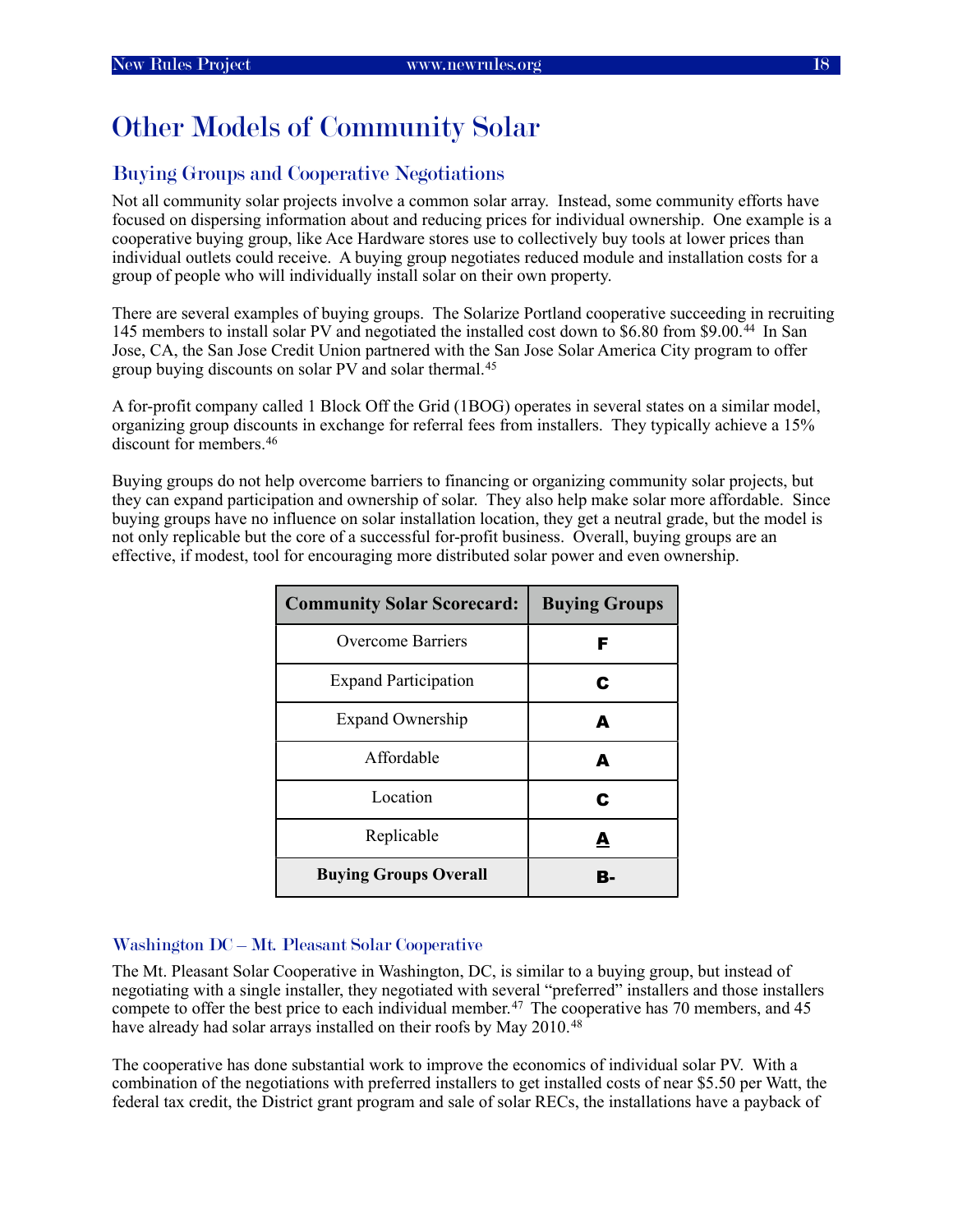# Other Models of Community Solar

## Buying Groups and Cooperative Negotiations

Not all community solar projects involve a common solar array. Instead, some community efforts have focused on dispersing information about and reducing prices for individual ownership. One example is a cooperative buying group, like Ace Hardware stores use to collectively buy tools at lower prices than individual outlets could receive. A buying group negotiates reduced module and installation costs for a group of people who will individually install solar on their own property.

There are several examples of buying groups. The Solarize Portland cooperative succeeding in recruiting 145 members to install solar PV and negotiated the installed cost down to $6.80 from $9.00.[44] In San Jose, CA, the San Jose Credit Union partnered with the San Jose Solar America City program to offer group buying discounts on solar PV and solar thermal.[45]

A for-profit company called 1 Block Off the Grid (1BOG) operates in several states on a similar model, organizing group discounts in exchange for referral fees from installers. They typically achieve a 15% discount for members.[46]

Buying groups do not help overcome barriers to financing or organizing community solar projects, but they can expand participation and ownership of solar. They also help make solar more affordable. Since buying groups have no influence on solar installation location, they get a neutral grade, but the model is not only replicable but the core of a successful for-profit business. Overall, buying groups are an effective, if modest, tool for encouraging more distributed solar power and even ownership.

| Community Solar Scorecard: | Buying Groups |
|---|---|
| Overcome Barriers | F |
| Expand Participation | C |
| Expand Ownership | A |
| Affordable | A |
| Location | C |
| Replicable | A |
| **Buying Groups Overall** | **B-** |

### Washington DC – Mt. Pleasant Solar Cooperative

The Mt. Pleasant Solar Cooperative in Washington, DC, is similar to a buying group, but instead of negotiating with a single installer, they negotiated with several "preferred" installers and those installers compete to offer the best price to each individual member.[47] The cooperative has 70 members, and 45 have already had solar arrays installed on their roofs by May 2010.[48]

The cooperative has done substantial work to improve the economics of individual solar PV. With a combination of the negotiations with preferred installers to get installed costs of near $5.50 per Watt, the federal tax credit, the District grant program and sale of solar RECs, the installations have a payback of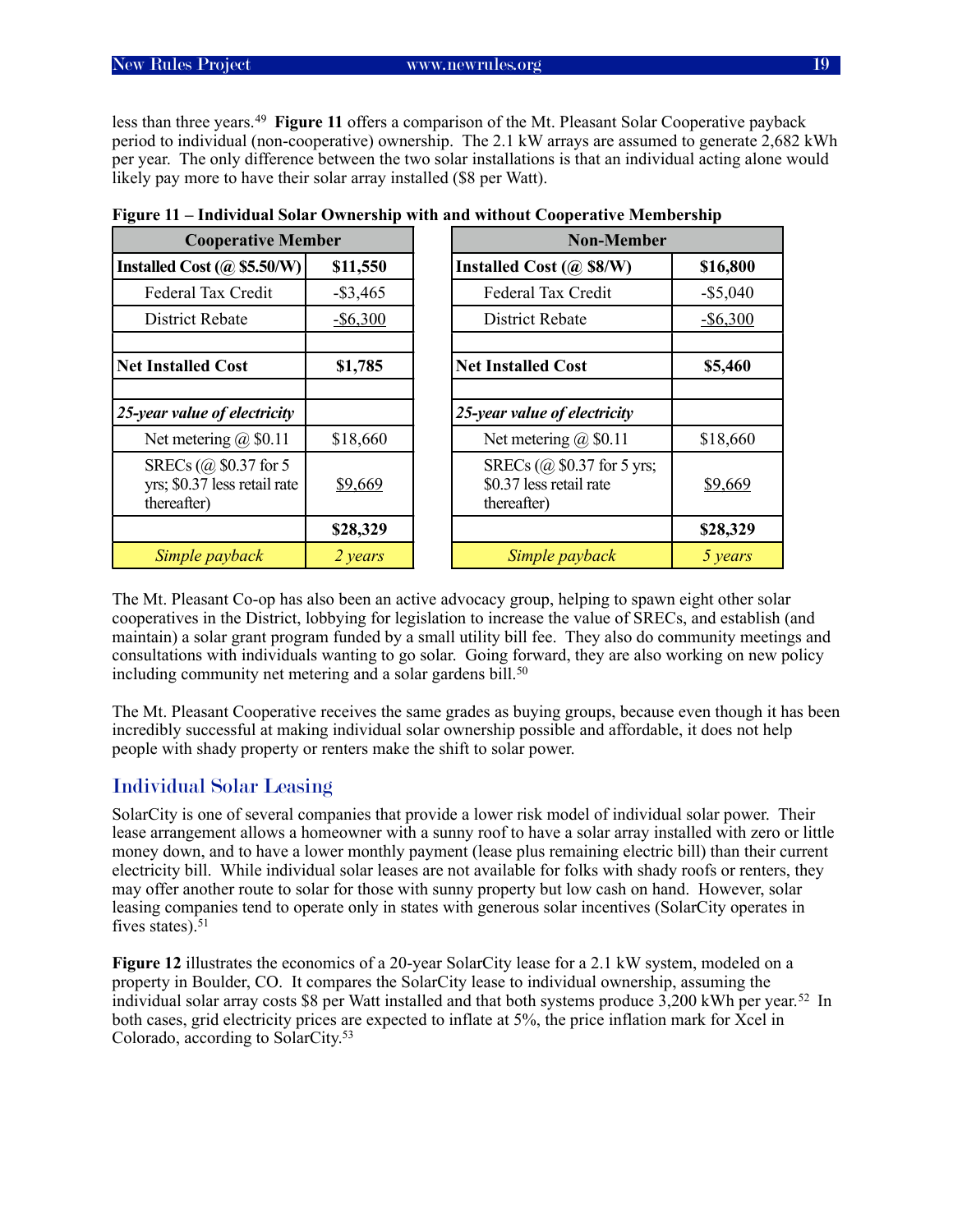less than three years.[49] **Figure 11** offers a comparison of the Mt. Pleasant Solar Cooperative payback period to individual (non-cooperative) ownership. The 2.1 kW arrays are assumed to generate 2,682 kWh per year. The only difference between the two solar installations is that an individual acting alone would likely pay more to have their solar array installed ($8 per Watt).

**Figure 11 – Individual Solar Ownership with and without Cooperative Membership**

| Cooperative Member | | | Non-Member | |
|---|---|---|---|---|
| **Installed Cost (@ $5.50/W)** | **$11,550** | | **Installed Cost (@ $8/W)** | **$16,800** |
| Federal Tax Credit | -$3,465 | | Federal Tax Credit | -$5,040 |
| District Rebate | -$6,300 | | District Rebate | -$6,300 |
| | | | | |
| **Net Installed Cost** | **$1,785** | | **Net Installed Cost** | **$5,460** |
| | | | | |
| ***25-year value of electricity*** | | | ***25-year value of electricity*** | |
| Net metering @ $0.11 | $18,660 | | Net metering @ $0.11 | $18,660 |
| SRECs (@ $0.37 for 5 yrs; $0.37 less retail rate thereafter) | $9,669 | | SRECs (@ $0.37 for 5 yrs; $0.37 less retail rate thereafter) | $9,669 |
| | **$28,329** | | | **$28,329** |
| *Simple payback* | *2 years* | | *Simple payback* | *5 years* |

The Mt. Pleasant Co-op has also been an active advocacy group, helping to spawn eight other solar cooperatives in the District, lobbying for legislation to increase the value of SRECs, and establish (and maintain) a solar grant program funded by a small utility bill fee. They also do community meetings and consultations with individuals wanting to go solar. Going forward, they are also working on new policy including community net metering and a solar gardens bill.[50]

The Mt. Pleasant Cooperative receives the same grades as buying groups, because even though it has been incredibly successful at making individual solar ownership possible and affordable, it does not help people with shady property or renters make the shift to solar power.

## Individual Solar Leasing

SolarCity is one of several companies that provide a lower risk model of individual solar power. Their lease arrangement allows a homeowner with a sunny roof to have a solar array installed with zero or little money down, and to have a lower monthly payment (lease plus remaining electric bill) than their current electricity bill. While individual solar leases are not available for folks with shady roofs or renters, they may offer another route to solar for those with sunny property but low cash on hand. However, solar leasing companies tend to operate only in states with generous solar incentives (SolarCity operates in fives states).[51]

**Figure 12** illustrates the economics of a 20-year SolarCity lease for a 2.1 kW system, modeled on a property in Boulder, CO. It compares the SolarCity lease to individual ownership, assuming the individual solar array costs $8 per Watt installed and that both systems produce 3,200 kWh per year.[52] In both cases, grid electricity prices are expected to inflate at 5%, the price inflation mark for Xcel in Colorado, according to SolarCity.[53]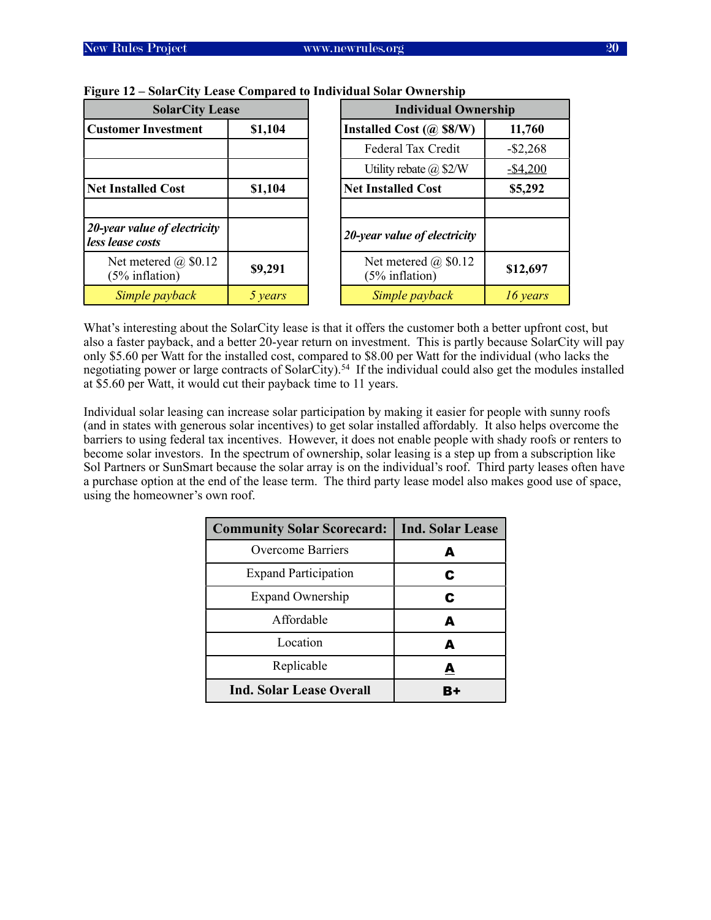**Figure 12 – SolarCity Lease Compared to Individual Solar Ownership**

| SolarCity Lease | |
|---|---|
| **Customer Investment** | **$1,104** |
| | |
| | |
| **Net Installed Cost** | **$1,104** |
| | |
| ***20-year value of electricity less lease costs*** | |
| Net metered @ $0.12 (5% inflation) | **$9,291** |
| *Simple payback* | *5 years* |

| Individual Ownership | |
|---|---|
| **Installed Cost (@ $8/W)** | **11,760** |
| Federal Tax Credit | -$2,268 |
| Utility rebate @ $2/W | -$4,200 |
| **Net Installed Cost** | **$5,292** |
| | |
| ***20-year value of electricity*** | |
| Net metered @ $0.12 (5% inflation) | **$12,697** |
| *Simple payback* | *16 years* |

What's interesting about the SolarCity lease is that it offers the customer both a better upfront cost, but also a faster payback, and a better 20-year return on investment. This is partly because SolarCity will pay only $5.60 per Watt for the installed cost, compared to $8.00 per Watt for the individual (who lacks the negotiating power or large contracts of SolarCity).[54] If the individual could also get the modules installed at $5.60 per Watt, it would cut their payback time to 11 years.

Individual solar leasing can increase solar participation by making it easier for people with sunny roofs (and in states with generous solar incentives) to get solar installed affordably. It also helps overcome the barriers to using federal tax incentives. However, it does not enable people with shady roofs or renters to become solar investors. In the spectrum of ownership, solar leasing is a step up from a subscription like Sol Partners or SunSmart because the solar array is on the individual's roof. Third party leases often have a purchase option at the end of the lease term. The third party lease model also makes good use of space, using the homeowner's own roof.

| Community Solar Scorecard: | Ind. Solar Lease |
|---|---|
| Overcome Barriers | **A** |
| Expand Participation | **C** |
| Expand Ownership | **C** |
| Affordable | **A** |
| Location | **A** |
| Replicable | **A** |
| **Ind. Solar Lease Overall** | **B+** |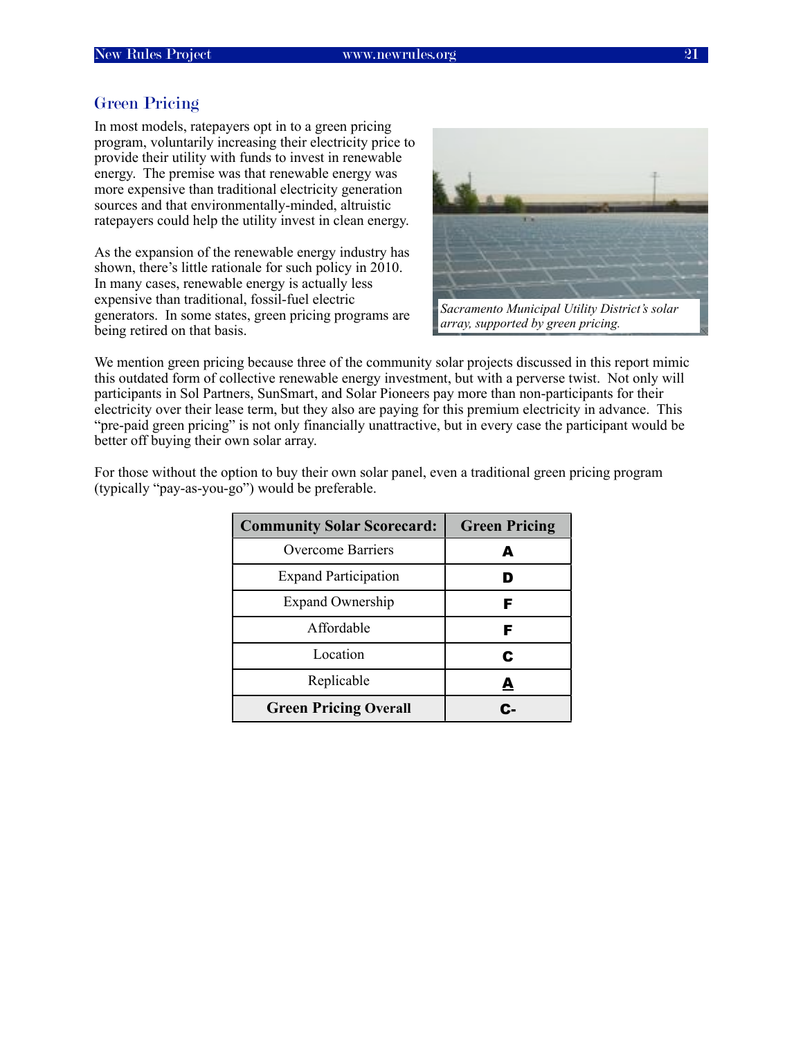## Green Pricing

In most models, ratepayers opt in to a green pricing program, voluntarily increasing their electricity price to provide their utility with funds to invest in renewable energy. The premise was that renewable energy was more expensive than traditional electricity generation sources and that environmentally-minded, altruistic ratepayers could help the utility invest in clean energy.

As the expansion of the renewable energy industry has shown, there's little rationale for such policy in 2010. In many cases, renewable energy is actually less expensive than traditional, fossil-fuel electric generators. In some states, green pricing programs are being retired on that basis.

*Sacramento Municipal Utility District's solar array, supported by green pricing.*

We mention green pricing because three of the community solar projects discussed in this report mimic this outdated form of collective renewable energy investment, but with a perverse twist. Not only will participants in Sol Partners, SunSmart, and Solar Pioneers pay more than non-participants for their electricity over their lease term, but they also are paying for this premium electricity in advance. This "pre-paid green pricing" is not only financially unattractive, but in every case the participant would be better off buying their own solar array.

For those without the option to buy their own solar panel, even a traditional green pricing program (typically "pay-as-you-go") would be preferable.

| Community Solar Scorecard: | Green Pricing |
|---|---|
| Overcome Barriers | A |
| Expand Participation | D |
| Expand Ownership | F |
| Affordable | F |
| Location | C |
| Replicable | A |
| **Green Pricing Overall** | **C-** |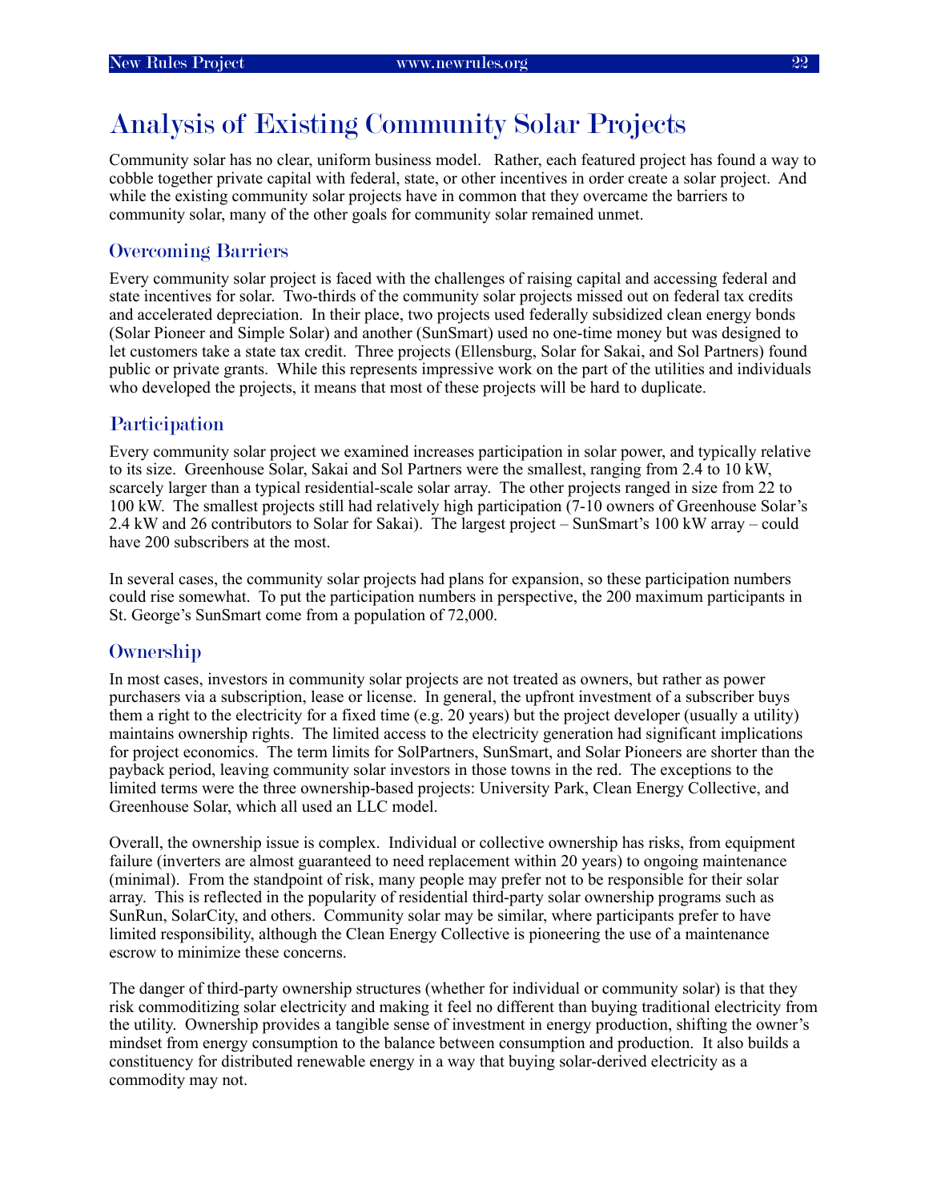# Analysis of Existing Community Solar Projects

Community solar has no clear, uniform business model. Rather, each featured project has found a way to cobble together private capital with federal, state, or other incentives in order create a solar project. And while the existing community solar projects have in common that they overcame the barriers to community solar, many of the other goals for community solar remained unmet.

## Overcoming Barriers

Every community solar project is faced with the challenges of raising capital and accessing federal and state incentives for solar. Two-thirds of the community solar projects missed out on federal tax credits and accelerated depreciation. In their place, two projects used federally subsidized clean energy bonds (Solar Pioneer and Simple Solar) and another (SunSmart) used no one-time money but was designed to let customers take a state tax credit. Three projects (Ellensburg, Solar for Sakai, and Sol Partners) found public or private grants. While this represents impressive work on the part of the utilities and individuals who developed the projects, it means that most of these projects will be hard to duplicate.

## Participation

Every community solar project we examined increases participation in solar power, and typically relative to its size. Greenhouse Solar, Sakai and Sol Partners were the smallest, ranging from 2.4 to 10 kW, scarcely larger than a typical residential-scale solar array. The other projects ranged in size from 22 to 100 kW. The smallest projects still had relatively high participation (7-10 owners of Greenhouse Solar's 2.4 kW and 26 contributors to Solar for Sakai). The largest project – SunSmart's 100 kW array – could have 200 subscribers at the most.

In several cases, the community solar projects had plans for expansion, so these participation numbers could rise somewhat. To put the participation numbers in perspective, the 200 maximum participants in St. George's SunSmart come from a population of 72,000.

## Ownership

In most cases, investors in community solar projects are not treated as owners, but rather as power purchasers via a subscription, lease or license. In general, the upfront investment of a subscriber buys them a right to the electricity for a fixed time (e.g. 20 years) but the project developer (usually a utility) maintains ownership rights. The limited access to the electricity generation had significant implications for project economics. The term limits for SolPartners, SunSmart, and Solar Pioneers are shorter than the payback period, leaving community solar investors in those towns in the red. The exceptions to the limited terms were the three ownership-based projects: University Park, Clean Energy Collective, and Greenhouse Solar, which all used an LLC model.

Overall, the ownership issue is complex. Individual or collective ownership has risks, from equipment failure (inverters are almost guaranteed to need replacement within 20 years) to ongoing maintenance (minimal). From the standpoint of risk, many people may prefer not to be responsible for their solar array. This is reflected in the popularity of residential third-party solar ownership programs such as SunRun, SolarCity, and others. Community solar may be similar, where participants prefer to have limited responsibility, although the Clean Energy Collective is pioneering the use of a maintenance escrow to minimize these concerns.

The danger of third-party ownership structures (whether for individual or community solar) is that they risk commoditizing solar electricity and making it feel no different than buying traditional electricity from the utility. Ownership provides a tangible sense of investment in energy production, shifting the owner's mindset from energy consumption to the balance between consumption and production. It also builds a constituency for distributed renewable energy in a way that buying solar-derived electricity as a commodity may not.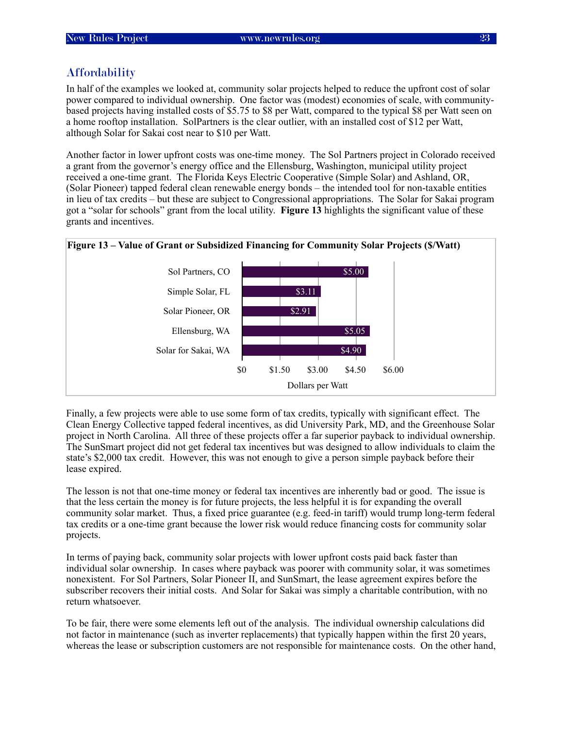## Affordability

In half of the examples we looked at, community solar projects helped to reduce the upfront cost of solar power compared to individual ownership. One factor was (modest) economies of scale, with community-based projects having installed costs of $5.75 to $8 per Watt, compared to the typical $8 per Watt seen on a home rooftop installation. SolPartners is the clear outlier, with an installed cost of $12 per Watt, although Solar for Sakai cost near to $10 per Watt.

Another factor in lower upfront costs was one-time money. The Sol Partners project in Colorado received a grant from the governor's energy office and the Ellensburg, Washington, municipal utility project received a one-time grant. The Florida Keys Electric Cooperative (Simple Solar) and Ashland, OR, (Solar Pioneer) tapped federal clean renewable energy bonds – the intended tool for non-taxable entities in lieu of tax credits – but these are subject to Congressional appropriations. The Solar for Sakai program got a "solar for schools" grant from the local utility. **Figure 13** highlights the significant value of these grants and incentives.

**Figure 13 – Value of Grant or Subsidized Financing for Community Solar Projects ($/Watt)**

| Project | Dollars per Watt |
|---|---|
| Sol Partners, CO | $5.00 |
| Simple Solar, FL | $3.11 |
| Solar Pioneer, OR | $2.91 |
| Ellensburg, WA | $5.05 |
| Solar for Sakai, WA | $4.90 |

Finally, a few projects were able to use some form of tax credits, typically with significant effect. The Clean Energy Collective tapped federal incentives, as did University Park, MD, and the Greenhouse Solar project in North Carolina. All three of these projects offer a far superior payback to individual ownership. The SunSmart project did not get federal tax incentives but was designed to allow individuals to claim the state's $2,000 tax credit. However, this was not enough to give a person simple payback before their lease expired.

The lesson is not that one-time money or federal tax incentives are inherently bad or good. The issue is that the less certain the money is for future projects, the less helpful it is for expanding the overall community solar market. Thus, a fixed price guarantee (e.g. feed-in tariff) would trump long-term federal tax credits or a one-time grant because the lower risk would reduce financing costs for community solar projects.

In terms of paying back, community solar projects with lower upfront costs paid back faster than individual solar ownership. In cases where payback was poorer with community solar, it was sometimes nonexistent. For Sol Partners, Solar Pioneer II, and SunSmart, the lease agreement expires before the subscriber recovers their initial costs. And Solar for Sakai was simply a charitable contribution, with no return whatsoever.

To be fair, there were some elements left out of the analysis. The individual ownership calculations did not factor in maintenance (such as inverter replacements) that typically happen within the first 20 years, whereas the lease or subscription customers are not responsible for maintenance costs. On the other hand,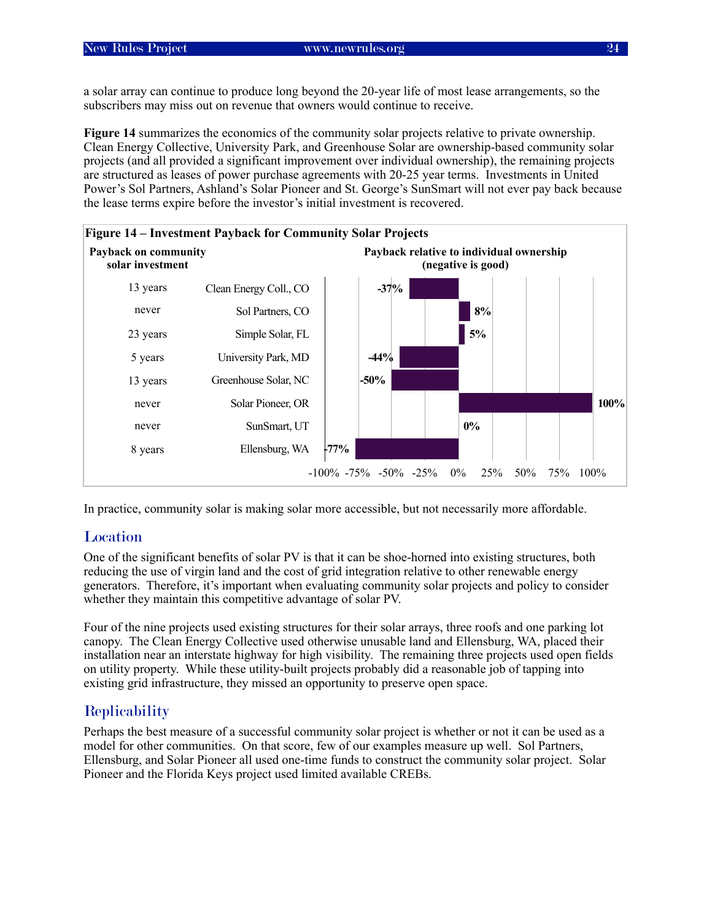a solar array can continue to produce long beyond the 20-year life of most lease arrangements, so the subscribers may miss out on revenue that owners would continue to receive.

**Figure 14** summarizes the economics of the community solar projects relative to private ownership. Clean Energy Collective, University Park, and Greenhouse Solar are ownership-based community solar projects (and all provided a significant improvement over individual ownership), the remaining projects are structured as leases of power purchase agreements with 20-25 year terms. Investments in United Power's Sol Partners, Ashland's Solar Pioneer and St. George's SunSmart will not ever pay back because the lease terms expire before the investor's initial investment is recovered.

**Figure 14 – Investment Payback for Community Solar Projects**

| Payback on community solar investment | Project | Payback relative to individual ownership (negative is good) |
|---|---|---|
| 13 years | Clean Energy Coll., CO | -37% |
| never | Sol Partners, CO | 8% |
| 23 years | Simple Solar, FL | 5% |
| 5 years | University Park, MD | -44% |
| 13 years | Greenhouse Solar, NC | -50% |
| never | Solar Pioneer, OR | 100% |
| never | SunSmart, UT | 0% |
| 8 years | Ellensburg, WA | -77% |

In practice, community solar is making solar more accessible, but not necessarily more affordable.

## Location

One of the significant benefits of solar PV is that it can be shoe-horned into existing structures, both reducing the use of virgin land and the cost of grid integration relative to other renewable energy generators. Therefore, it's important when evaluating community solar projects and policy to consider whether they maintain this competitive advantage of solar PV.

Four of the nine projects used existing structures for their solar arrays, three roofs and one parking lot canopy. The Clean Energy Collective used otherwise unusable land and Ellensburg, WA, placed their installation near an interstate highway for high visibility. The remaining three projects used open fields on utility property. While these utility-built projects probably did a reasonable job of tapping into existing grid infrastructure, they missed an opportunity to preserve open space.

## Replicability

Perhaps the best measure of a successful community solar project is whether or not it can be used as a model for other communities. On that score, few of our examples measure up well. Sol Partners, Ellensburg, and Solar Pioneer all used one-time funds to construct the community solar project. Solar Pioneer and the Florida Keys project used limited available CREBs.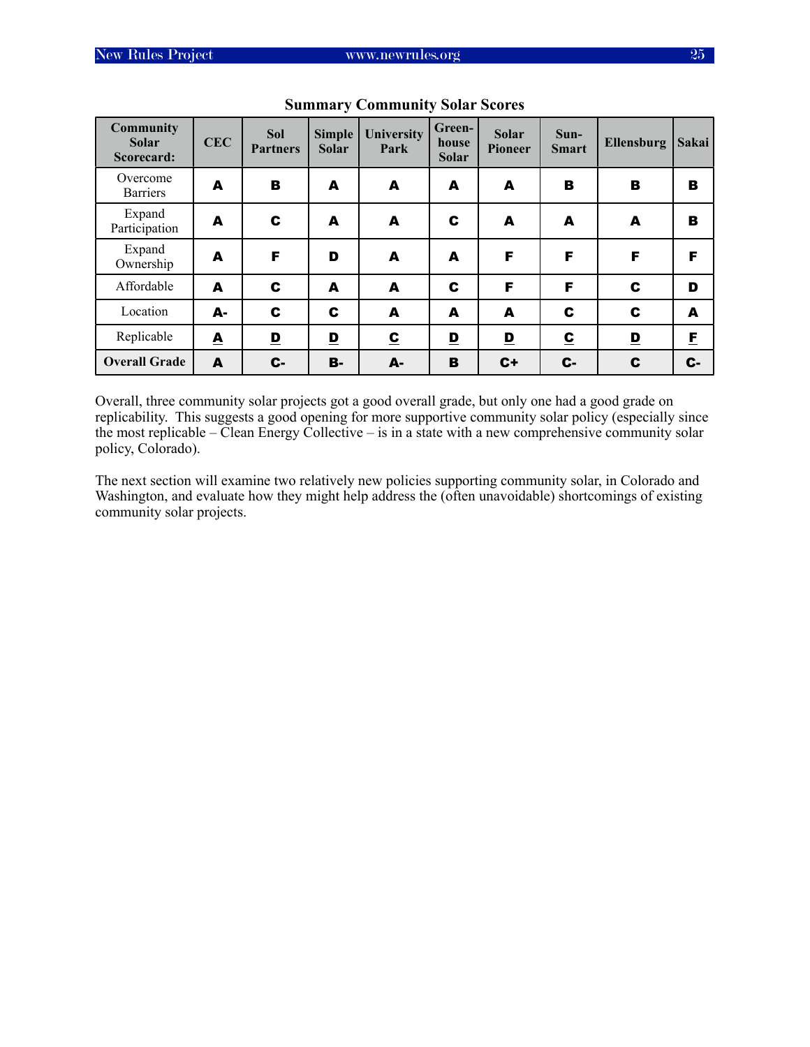**Summary Community Solar Scores**

| Community Solar Scorecard: | CEC | Sol Partners | Simple Solar | University Park | Green-house Solar | Solar Pioneer | Sun-Smart | Ellensburg | Sakai |
|---|---|---|---|---|---|---|---|---|---|
| Overcome Barriers | A | B | A | A | A | A | B | B | B |
| Expand Participation | A | C | A | A | C | A | A | A | B |
| Expand Ownership | A | F | D | A | A | F | F | F | F |
| Affordable | A | C | A | A | C | F | F | C | D |
| Location | A- | C | C | A | A | A | C | C | A |
| Replicable | A | D | D | C | D | D | C | D | F |
| **Overall Grade** | A | C- | B- | A- | B | C+ | C- | C | C- |

Overall, three community solar projects got a good overall grade, but only one had a good grade on replicability. This suggests a good opening for more supportive community solar policy (especially since the most replicable – Clean Energy Collective – is in a state with a new comprehensive community solar policy, Colorado).

The next section will examine two relatively new policies supporting community solar, in Colorado and Washington, and evaluate how they might help address the (often unavoidable) shortcomings of existing community solar projects.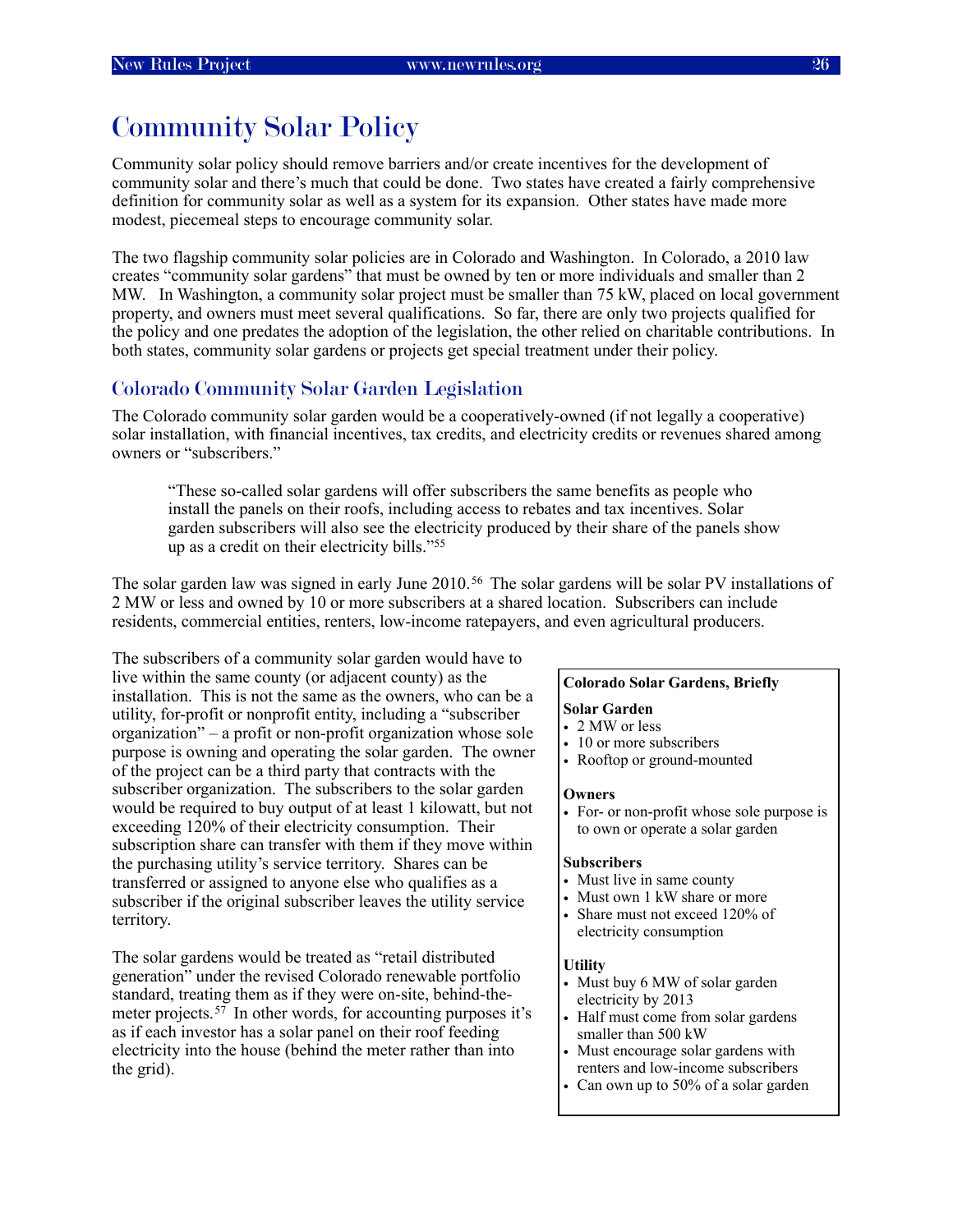# Community Solar Policy

Community solar policy should remove barriers and/or create incentives for the development of community solar and there's much that could be done. Two states have created a fairly comprehensive definition for community solar as well as a system for its expansion. Other states have made more modest, piecemeal steps to encourage community solar.

The two flagship community solar policies are in Colorado and Washington. In Colorado, a 2010 law creates "community solar gardens" that must be owned by ten or more individuals and smaller than 2 MW. In Washington, a community solar project must be smaller than 75 kW, placed on local government property, and owners must meet several qualifications. So far, there are only two projects qualified for the policy and one predates the adoption of the legislation, the other relied on charitable contributions. In both states, community solar gardens or projects get special treatment under their policy.

## Colorado Community Solar Garden Legislation

The Colorado community solar garden would be a cooperatively-owned (if not legally a cooperative) solar installation, with financial incentives, tax credits, and electricity credits or revenues shared among owners or "subscribers."

> "These so-called solar gardens will offer subscribers the same benefits as people who install the panels on their roofs, including access to rebates and tax incentives. Solar garden subscribers will also see the electricity produced by their share of the panels show up as a credit on their electricity bills."[55]

The solar garden law was signed in early June 2010.[56] The solar gardens will be solar PV installations of 2 MW or less and owned by 10 or more subscribers at a shared location. Subscribers can include residents, commercial entities, renters, low-income ratepayers, and even agricultural producers.

The subscribers of a community solar garden would have to live within the same county (or adjacent county) as the installation. This is not the same as the owners, who can be a utility, for-profit or nonprofit entity, including a "subscriber organization" – a profit or non-profit organization whose sole purpose is owning and operating the solar garden. The owner of the project can be a third party that contracts with the subscriber organization. The subscribers to the solar garden would be required to buy output of at least 1 kilowatt, but not exceeding 120% of their electricity consumption. Their subscription share can transfer with them if they move within the purchasing utility's service territory. Shares can be transferred or assigned to anyone else who qualifies as a subscriber if the original subscriber leaves the utility service territory.

The solar gardens would be treated as "retail distributed generation" under the revised Colorado renewable portfolio standard, treating them as if they were on-site, behind-the-meter projects.[57] In other words, for accounting purposes it's as if each investor has a solar panel on their roof feeding electricity into the house (behind the meter rather than into the grid).

**Colorado Solar Gardens, Briefly**

**Solar Garden**
- 2 MW or less
- 10 or more subscribers
- Rooftop or ground-mounted

**Owners**
- For- or non-profit whose sole purpose is to own or operate a solar garden

**Subscribers**
- Must live in same county
- Must own 1 kW share or more
- Share must not exceed 120% of electricity consumption

**Utility**
- Must buy 6 MW of solar garden electricity by 2013
- Half must come from solar gardens smaller than 500 kW
- Must encourage solar gardens with renters and low-income subscribers
- Can own up to 50% of a solar garden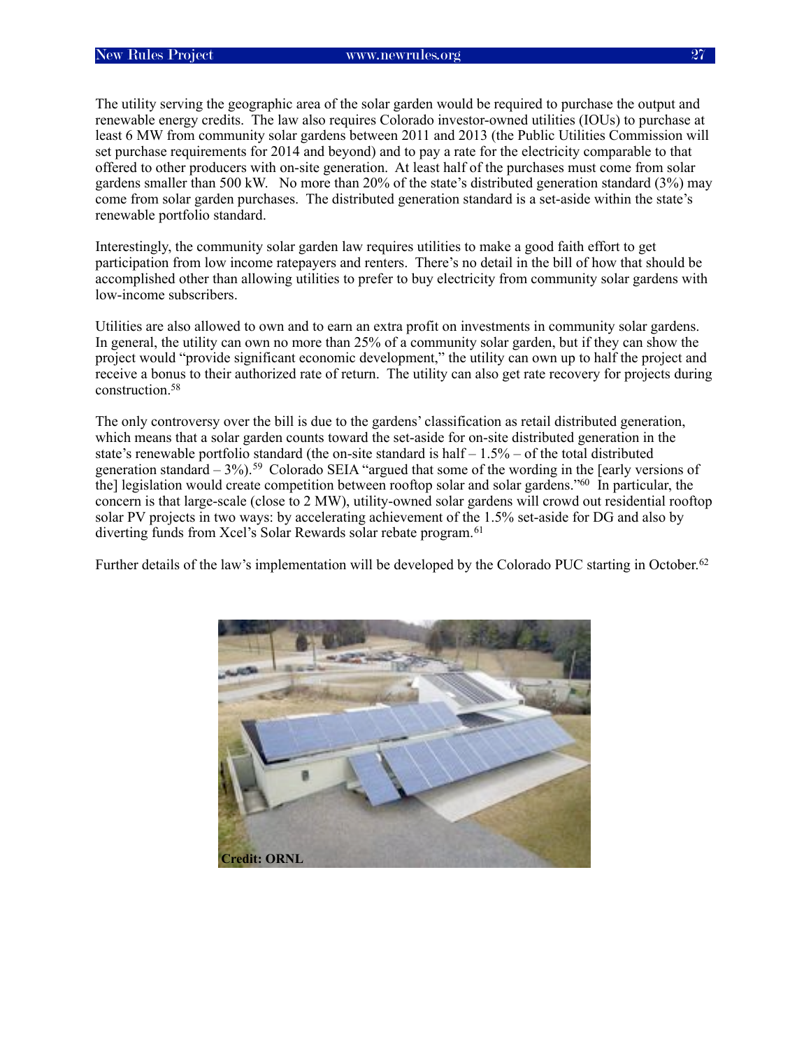The utility serving the geographic area of the solar garden would be required to purchase the output and renewable energy credits. The law also requires Colorado investor-owned utilities (IOUs) to purchase at least 6 MW from community solar gardens between 2011 and 2013 (the Public Utilities Commission will set purchase requirements for 2014 and beyond) and to pay a rate for the electricity comparable to that offered to other producers with on-site generation. At least half of the purchases must come from solar gardens smaller than 500 kW. No more than 20% of the state's distributed generation standard (3%) may come from solar garden purchases. The distributed generation standard is a set-aside within the state's renewable portfolio standard.

Interestingly, the community solar garden law requires utilities to make a good faith effort to get participation from low income ratepayers and renters. There's no detail in the bill of how that should be accomplished other than allowing utilities to prefer to buy electricity from community solar gardens with low-income subscribers.

Utilities are also allowed to own and to earn an extra profit on investments in community solar gardens. In general, the utility can own no more than 25% of a community solar garden, but if they can show the project would "provide significant economic development," the utility can own up to half the project and receive a bonus to their authorized rate of return. The utility can also get rate recovery for projects during construction.[58]

The only controversy over the bill is due to the gardens' classification as retail distributed generation, which means that a solar garden counts toward the set-aside for on-site distributed generation in the state's renewable portfolio standard (the on-site standard is half – 1.5% – of the total distributed generation standard – 3%).[59] Colorado SEIA "argued that some of the wording in the [early versions of the] legislation would create competition between rooftop solar and solar gardens."[60] In particular, the concern is that large-scale (close to 2 MW), utility-owned solar gardens will crowd out residential rooftop solar PV projects in two ways: by accelerating achievement of the 1.5% set-aside for DG and also by diverting funds from Xcel's Solar Rewards solar rebate program.[61]

Further details of the law's implementation will be developed by the Colorado PUC starting in October.[62]

**Credit: ORNL**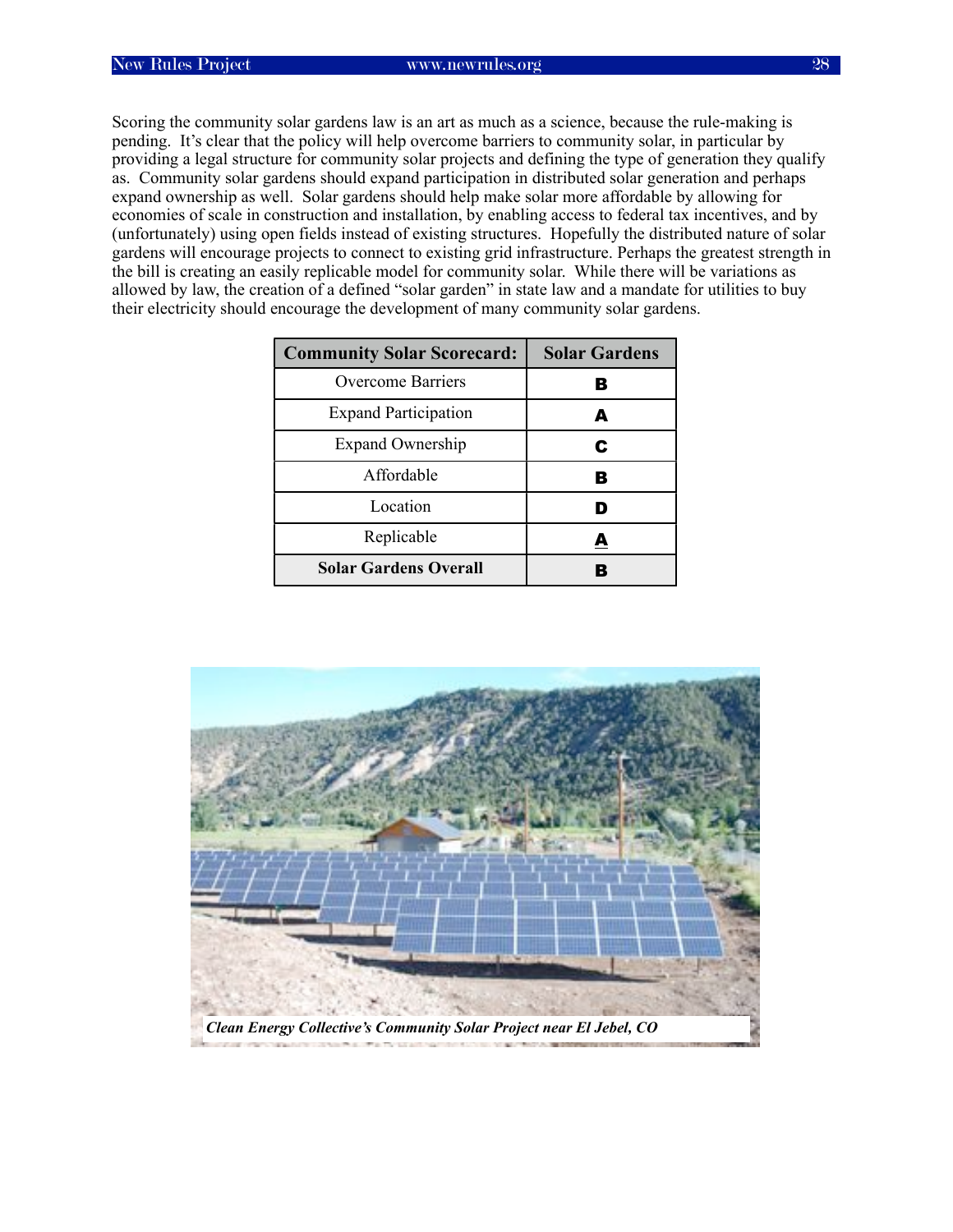Scoring the community solar gardens law is an art as much as a science, because the rule-making is pending. It's clear that the policy will help overcome barriers to community solar, in particular by providing a legal structure for community solar projects and defining the type of generation they qualify as. Community solar gardens should expand participation in distributed solar generation and perhaps expand ownership as well. Solar gardens should help make solar more affordable by allowing for economies of scale in construction and installation, by enabling access to federal tax incentives, and by (unfortunately) using open fields instead of existing structures. Hopefully the distributed nature of solar gardens will encourage projects to connect to existing grid infrastructure. Perhaps the greatest strength in the bill is creating an easily replicable model for community solar. While there will be variations as allowed by law, the creation of a defined "solar garden" in state law and a mandate for utilities to buy their electricity should encourage the development of many community solar gardens.

| Community Solar Scorecard: | Solar Gardens |
|---|---|
| Overcome Barriers | B |
| Expand Participation | A |
| Expand Ownership | C |
| Affordable | B |
| Location | D |
| Replicable | A |
| **Solar Gardens Overall** | **B** |

*Clean Energy Collective's Community Solar Project near El Jebel, CO*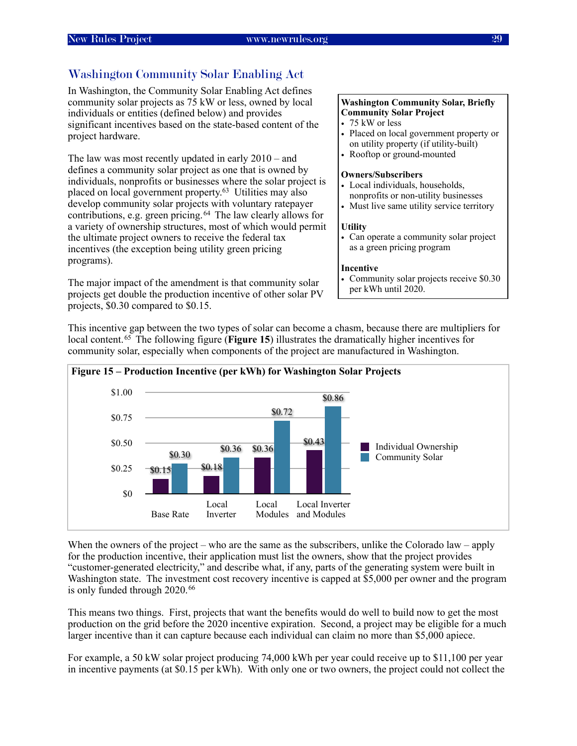## Washington Community Solar Enabling Act

In Washington, the Community Solar Enabling Act defines community solar projects as 75 kW or less, owned by local individuals or entities (defined below) and provides significant incentives based on the state-based content of the project hardware.

The law was most recently updated in early 2010 – and defines a community solar project as one that is owned by individuals, nonprofits or businesses where the solar project is placed on local government property.[63] Utilities may also develop community solar projects with voluntary ratepayer contributions, e.g. green pricing.[64] The law clearly allows for a variety of ownership structures, most of which would permit the ultimate project owners to receive the federal tax incentives (the exception being utility green pricing programs).

The major impact of the amendment is that community solar projects get double the production incentive of other solar PV projects, $0.30 compared to $0.15.

> **Washington Community Solar, Briefly**
>
> **Community Solar Project**
> - 75 kW or less
> - Placed on local government property or on utility property (if utility-built)
> - Rooftop or ground-mounted
>
> **Owners/Subscribers**
> - Local individuals, households, nonprofits or non-utility businesses
> - Must live same utility service territory
>
> **Utility**
> - Can operate a community solar project as a green pricing program
>
> **Incentive**
> - Community solar projects receive $0.30 per kWh until 2020.

This incentive gap between the two types of solar can become a chasm, because there are multipliers for local content.[65] The following figure (**Figure 15**) illustrates the dramatically higher incentives for community solar, especially when components of the project are manufactured in Washington.

**Figure 15 – Production Incentive (per kWh) for Washington Solar Projects**

| | Individual Ownership | Community Solar |
|---|---|---|
| Base Rate | $0.15 | $0.30 |
| Local Inverter | $0.18 | $0.36 |
| Local Modules | $0.36 | $0.72 |
| Local Inverter and Modules | $0.43 | $0.86 |

When the owners of the project – who are the same as the subscribers, unlike the Colorado law – apply for the production incentive, their application must list the owners, show that the project provides "customer-generated electricity," and describe what, if any, parts of the generating system were built in Washington state. The investment cost recovery incentive is capped at $5,000 per owner and the program is only funded through 2020.[66]

This means two things. First, projects that want the benefits would do well to build now to get the most production on the grid before the 2020 incentive expiration. Second, a project may be eligible for a much larger incentive than it can capture because each individual can claim no more than $5,000 apiece.

For example, a 50 kW solar project producing 74,000 kWh per year could receive up to $11,100 per year in incentive payments (at $0.15 per kWh). With only one or two owners, the project could not collect the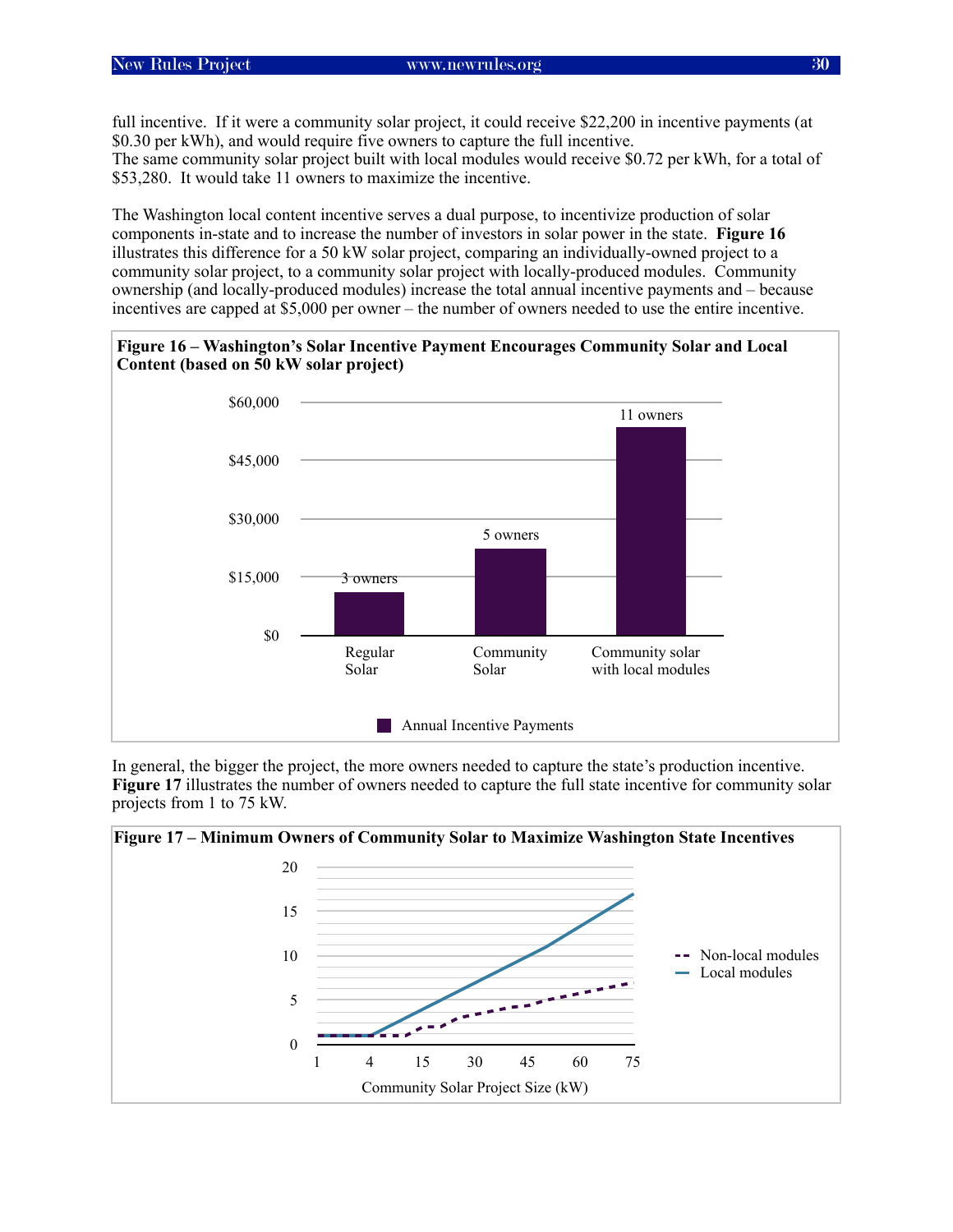full incentive. If it were a community solar project, it could receive $22,200 in incentive payments (at $0.30 per kWh), and would require five owners to capture the full incentive.
The same community solar project built with local modules would receive $0.72 per kWh, for a total of $53,280. It would take 11 owners to maximize the incentive.

The Washington local content incentive serves a dual purpose, to incentivize production of solar components in-state and to increase the number of investors in solar power in the state. **Figure 16** illustrates this difference for a 50 kW solar project, comparing an individually-owned project to a community solar project, to a community solar project with locally-produced modules. Community ownership (and locally-produced modules) increase the total annual incentive payments and – because incentives are capped at $5,000 per owner – the number of owners needed to use the entire incentive.

**Figure 16 – Washington's Solar Incentive Payment Encourages Community Solar and Local Content (based on 50 kW solar project)**

| | Annual Incentive Payments | Owners |
|---|---|---|
| Regular Solar | ~$11,000 | 3 owners |
| Community Solar | $22,200 | 5 owners |
| Community solar with local modules | $53,280 | 11 owners |

In general, the bigger the project, the more owners needed to capture the state's production incentive. **Figure 17** illustrates the number of owners needed to capture the full state incentive for community solar projects from 1 to 75 kW.

**Figure 17 – Minimum Owners of Community Solar to Maximize Washington State Incentives**

(Line chart: Community Solar Project Size (kW) on x-axis: 1, 4, 15, 30, 45, 60, 75; number of owners on y-axis: 0–20. Series: Non-local modules, Local modules.)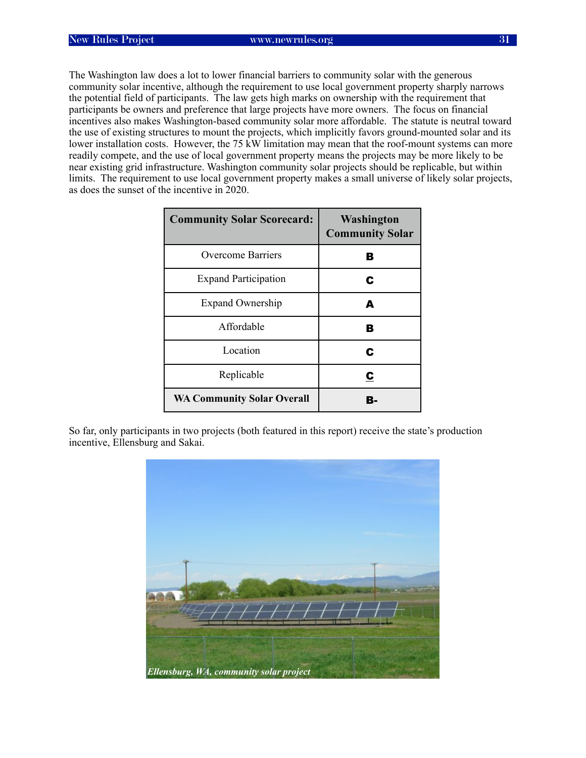The Washington law does a lot to lower financial barriers to community solar with the generous community solar incentive, although the requirement to use local government property sharply narrows the potential field of participants. The law gets high marks on ownership with the requirement that participants be owners and preference that large projects have more owners. The focus on financial incentives also makes Washington-based community solar more affordable. The statute is neutral toward the use of existing structures to mount the projects, which implicitly favors ground-mounted solar and its lower installation costs. However, the 75 kW limitation may mean that the roof-mount systems can more readily compete, and the use of local government property means the projects may be more likely to be near existing grid infrastructure. Washington community solar projects should be replicable, but within limits. The requirement to use local government property makes a small universe of likely solar projects, as does the sunset of the incentive in 2020.

| Community Solar Scorecard: | Washington Community Solar |
|---|---|
| Overcome Barriers | B |
| Expand Participation | C |
| Expand Ownership | A |
| Affordable | B |
| Location | C |
| Replicable | C |
| **WA Community Solar Overall** | **B-** |

So far, only participants in two projects (both featured in this report) receive the state's production incentive, Ellensburg and Sakai.

*Ellensburg, WA, community solar project*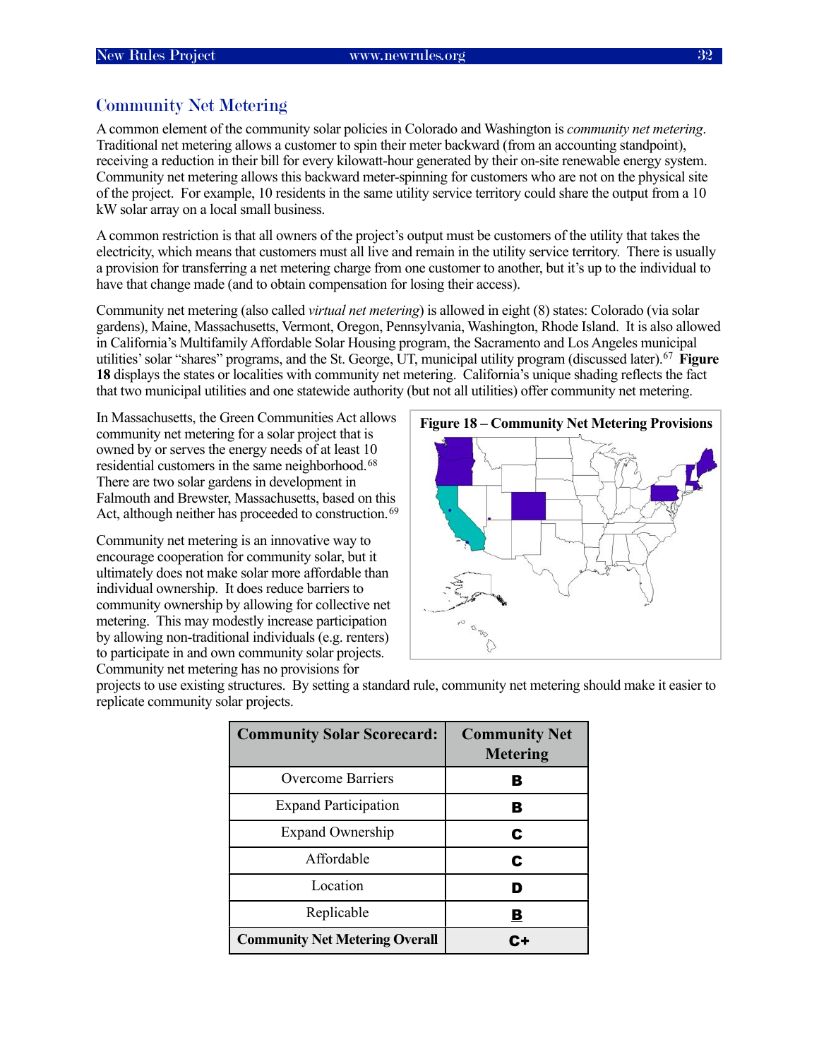## Community Net Metering

A common element of the community solar policies in Colorado and Washington is *community net metering*. Traditional net metering allows a customer to spin their meter backward (from an accounting standpoint), receiving a reduction in their bill for every kilowatt-hour generated by their on-site renewable energy system. Community net metering allows this backward meter-spinning for customers who are not on the physical site of the project. For example, 10 residents in the same utility service territory could share the output from a 10 kW solar array on a local small business.

A common restriction is that all owners of the project's output must be customers of the utility that takes the electricity, which means that customers must all live and remain in the utility service territory. There is usually a provision for transferring a net metering charge from one customer to another, but it's up to the individual to have that change made (and to obtain compensation for losing their access).

Community net metering (also called *virtual net metering*) is allowed in eight (8) states: Colorado (via solar gardens), Maine, Massachusetts, Vermont, Oregon, Pennsylvania, Washington, Rhode Island. It is also allowed in California's Multifamily Affordable Solar Housing program, the Sacramento and Los Angeles municipal utilities' solar "shares" programs, and the St. George, UT, municipal utility program (discussed later).[67] **Figure 18** displays the states or localities with community net metering. California's unique shading reflects the fact that two municipal utilities and one statewide authority (but not all utilities) offer community net metering.

In Massachusetts, the Green Communities Act allows community net metering for a solar project that is owned by or serves the energy needs of at least 10 residential customers in the same neighborhood.[68] There are two solar gardens in development in Falmouth and Brewster, Massachusetts, based on this Act, although neither has proceeded to construction.[69]

**Figure 18 – Community Net Metering Provisions**

Community net metering is an innovative way to encourage cooperation for community solar, but it ultimately does not make solar more affordable than individual ownership. It does reduce barriers to community ownership by allowing for collective net metering. This may modestly increase participation by allowing non-traditional individuals (e.g. renters) to participate in and own community solar projects. Community net metering has no provisions for projects to use existing structures. By setting a standard rule, community net metering should make it easier to replicate community solar projects.

| Community Solar Scorecard: | Community Net Metering |
|---|---|
| Overcome Barriers | B |
| Expand Participation | B |
| Expand Ownership | C |
| Affordable | C |
| Location | D |
| Replicable | B |
| **Community Net Metering Overall** | **C+** |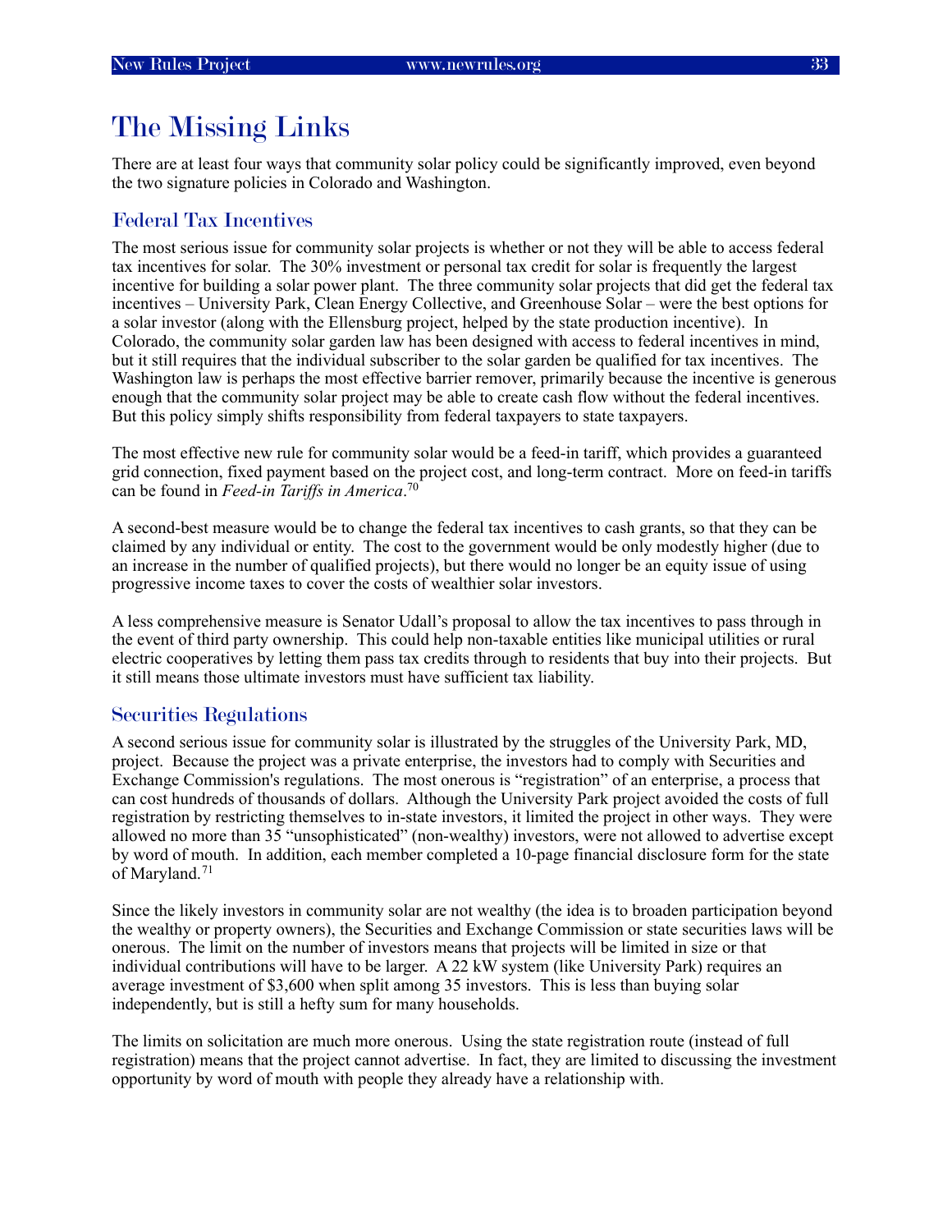# The Missing Links

There are at least four ways that community solar policy could be significantly improved, even beyond the two signature policies in Colorado and Washington.

## Federal Tax Incentives

The most serious issue for community solar projects is whether or not they will be able to access federal tax incentives for solar. The 30% investment or personal tax credit for solar is frequently the largest incentive for building a solar power plant. The three community solar projects that did get the federal tax incentives – University Park, Clean Energy Collective, and Greenhouse Solar – were the best options for a solar investor (along with the Ellensburg project, helped by the state production incentive). In Colorado, the community solar garden law has been designed with access to federal incentives in mind, but it still requires that the individual subscriber to the solar garden be qualified for tax incentives. The Washington law is perhaps the most effective barrier remover, primarily because the incentive is generous enough that the community solar project may be able to create cash flow without the federal incentives. But this policy simply shifts responsibility from federal taxpayers to state taxpayers.

The most effective new rule for community solar would be a feed-in tariff, which provides a guaranteed grid connection, fixed payment based on the project cost, and long-term contract. More on feed-in tariffs can be found in *Feed-in Tariffs in America*.[70]

A second-best measure would be to change the federal tax incentives to cash grants, so that they can be claimed by any individual or entity. The cost to the government would be only modestly higher (due to an increase in the number of qualified projects), but there would no longer be an equity issue of using progressive income taxes to cover the costs of wealthier solar investors.

A less comprehensive measure is Senator Udall's proposal to allow the tax incentives to pass through in the event of third party ownership. This could help non-taxable entities like municipal utilities or rural electric cooperatives by letting them pass tax credits through to residents that buy into their projects. But it still means those ultimate investors must have sufficient tax liability.

## Securities Regulations

A second serious issue for community solar is illustrated by the struggles of the University Park, MD, project. Because the project was a private enterprise, the investors had to comply with Securities and Exchange Commission's regulations. The most onerous is "registration" of an enterprise, a process that can cost hundreds of thousands of dollars. Although the University Park project avoided the costs of full registration by restricting themselves to in-state investors, it limited the project in other ways. They were allowed no more than 35 "unsophisticated" (non-wealthy) investors, were not allowed to advertise except by word of mouth. In addition, each member completed a 10-page financial disclosure form for the state of Maryland.[71]

Since the likely investors in community solar are not wealthy (the idea is to broaden participation beyond the wealthy or property owners), the Securities and Exchange Commission or state securities laws will be onerous. The limit on the number of investors means that projects will be limited in size or that individual contributions will have to be larger. A 22 kW system (like University Park) requires an average investment of $3,600 when split among 35 investors. This is less than buying solar independently, but is still a hefty sum for many households.

The limits on solicitation are much more onerous. Using the state registration route (instead of full registration) means that the project cannot advertise. In fact, they are limited to discussing the investment opportunity by word of mouth with people they already have a relationship with.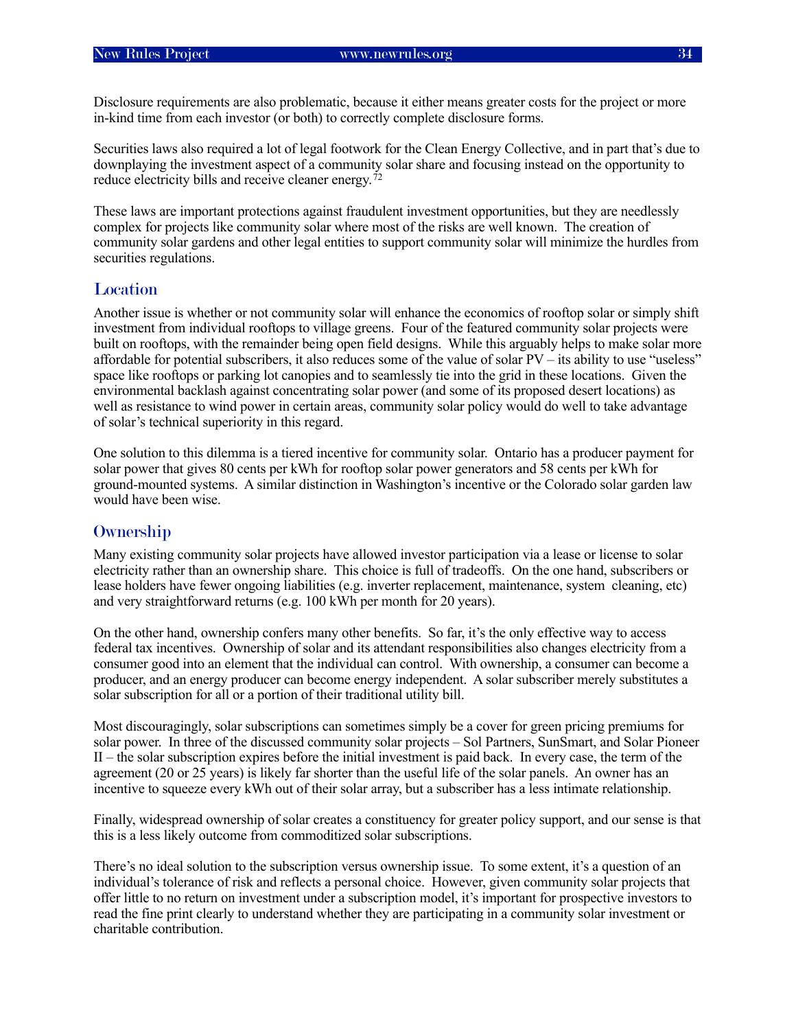Disclosure requirements are also problematic, because it either means greater costs for the project or more in-kind time from each investor (or both) to correctly complete disclosure forms.

Securities laws also required a lot of legal footwork for the Clean Energy Collective, and in part that's due to downplaying the investment aspect of a community solar share and focusing instead on the opportunity to reduce electricity bills and receive cleaner energy.[72]

These laws are important protections against fraudulent investment opportunities, but they are needlessly complex for projects like community solar where most of the risks are well known. The creation of community solar gardens and other legal entities to support community solar will minimize the hurdles from securities regulations.

## Location

Another issue is whether or not community solar will enhance the economics of rooftop solar or simply shift investment from individual rooftops to village greens. Four of the featured community solar projects were built on rooftops, with the remainder being open field designs. While this arguably helps to make solar more affordable for potential subscribers, it also reduces some of the value of solar PV – its ability to use "useless" space like rooftops or parking lot canopies and to seamlessly tie into the grid in these locations. Given the environmental backlash against concentrating solar power (and some of its proposed desert locations) as well as resistance to wind power in certain areas, community solar policy would do well to take advantage of solar's technical superiority in this regard.

One solution to this dilemma is a tiered incentive for community solar. Ontario has a producer payment for solar power that gives 80 cents per kWh for rooftop solar power generators and 58 cents per kWh for ground-mounted systems. A similar distinction in Washington's incentive or the Colorado solar garden law would have been wise.

## Ownership

Many existing community solar projects have allowed investor participation via a lease or license to solar electricity rather than an ownership share. This choice is full of tradeoffs. On the one hand, subscribers or lease holders have fewer ongoing liabilities (e.g. inverter replacement, maintenance, system cleaning, etc) and very straightforward returns (e.g. 100 kWh per month for 20 years).

On the other hand, ownership confers many other benefits. So far, it's the only effective way to access federal tax incentives. Ownership of solar and its attendant responsibilities also changes electricity from a consumer good into an element that the individual can control. With ownership, a consumer can become a producer, and an energy producer can become energy independent. A solar subscriber merely substitutes a solar subscription for all or a portion of their traditional utility bill.

Most discouragingly, solar subscriptions can sometimes simply be a cover for green pricing premiums for solar power. In three of the discussed community solar projects – Sol Partners, SunSmart, and Solar Pioneer II – the solar subscription expires before the initial investment is paid back. In every case, the term of the agreement (20 or 25 years) is likely far shorter than the useful life of the solar panels. An owner has an incentive to squeeze every kWh out of their solar array, but a subscriber has a less intimate relationship.

Finally, widespread ownership of solar creates a constituency for greater policy support, and our sense is that this is a less likely outcome from commoditized solar subscriptions.

There's no ideal solution to the subscription versus ownership issue. To some extent, it's a question of an individual's tolerance of risk and reflects a personal choice. However, given community solar projects that offer little to no return on investment under a subscription model, it's important for prospective investors to read the fine print clearly to understand whether they are participating in a community solar investment or charitable contribution.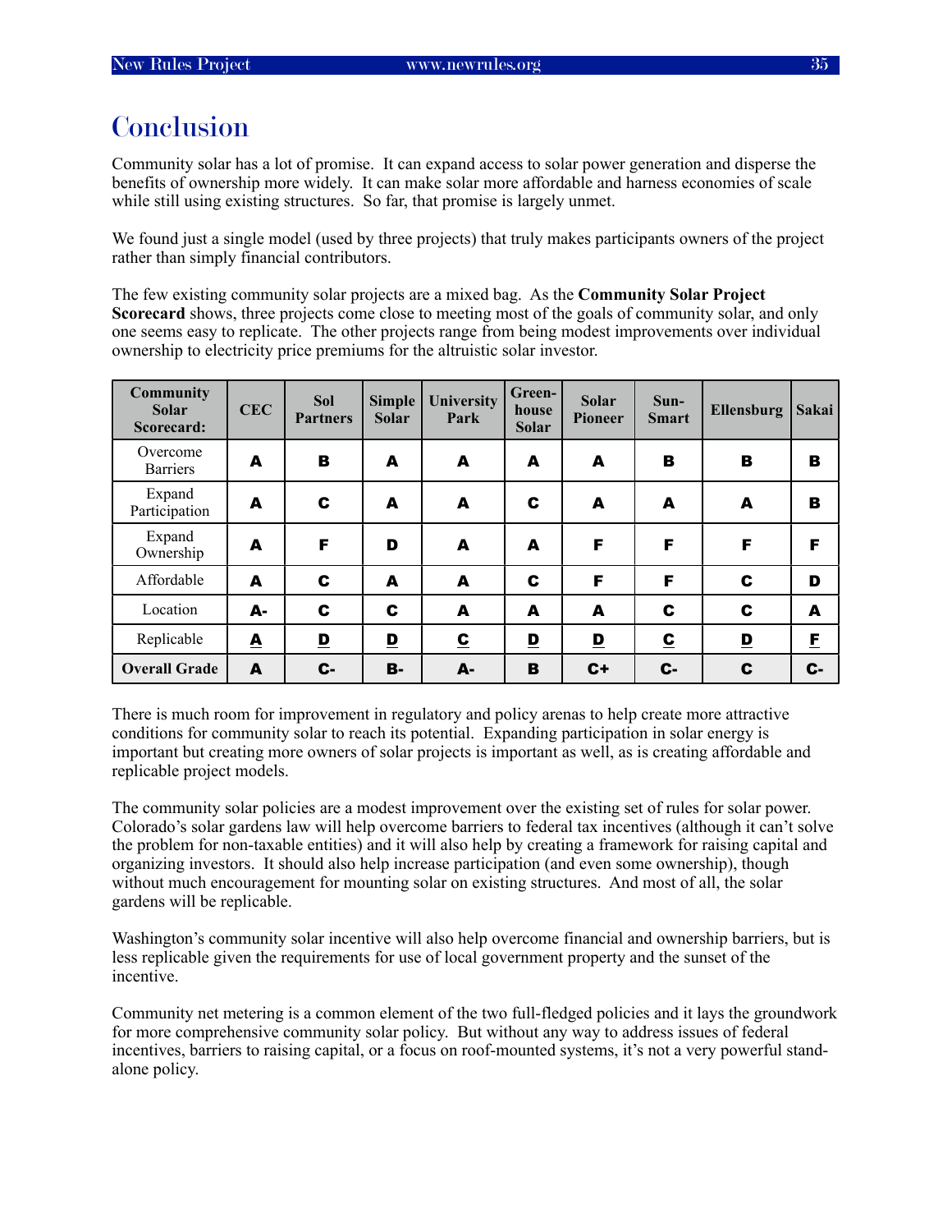# Conclusion

Community solar has a lot of promise. It can expand access to solar power generation and disperse the benefits of ownership more widely. It can make solar more affordable and harness economies of scale while still using existing structures. So far, that promise is largely unmet.

We found just a single model (used by three projects) that truly makes participants owners of the project rather than simply financial contributors.

The few existing community solar projects are a mixed bag. As the **Community Solar Project Scorecard** shows, three projects come close to meeting most of the goals of community solar, and only one seems easy to replicate. The other projects range from being modest improvements over individual ownership to electricity price premiums for the altruistic solar investor.

| Community Solar Scorecard: | CEC | Sol Partners | Simple Solar | University Park | Green-house Solar | Solar Pioneer | Sun-Smart | Ellensburg | Sakai |
|---|---|---|---|---|---|---|---|---|---|
| Overcome Barriers | A | B | A | A | A | A | B | B | B |
| Expand Participation | A | C | A | A | C | A | A | A | B |
| Expand Ownership | A | F | D | A | A | F | F | F | F |
| Affordable | A | C | A | A | C | F | F | C | D |
| Location | A- | C | C | A | A | A | C | C | A |
| Replicable | A | D | D | C | D | D | C | D | F |
| **Overall Grade** | A | C- | B- | A- | B | C+ | C- | C | C- |

There is much room for improvement in regulatory and policy arenas to help create more attractive conditions for community solar to reach its potential. Expanding participation in solar energy is important but creating more owners of solar projects is important as well, as is creating affordable and replicable project models.

The community solar policies are a modest improvement over the existing set of rules for solar power. Colorado's solar gardens law will help overcome barriers to federal tax incentives (although it can't solve the problem for non-taxable entities) and it will also help by creating a framework for raising capital and organizing investors. It should also help increase participation (and even some ownership), though without much encouragement for mounting solar on existing structures. And most of all, the solar gardens will be replicable.

Washington's community solar incentive will also help overcome financial and ownership barriers, but is less replicable given the requirements for use of local government property and the sunset of the incentive.

Community net metering is a common element of the two full-fledged policies and it lays the groundwork for more comprehensive community solar policy. But without any way to address issues of federal incentives, barriers to raising capital, or a focus on roof-mounted systems, it's not a very powerful stand-alone policy.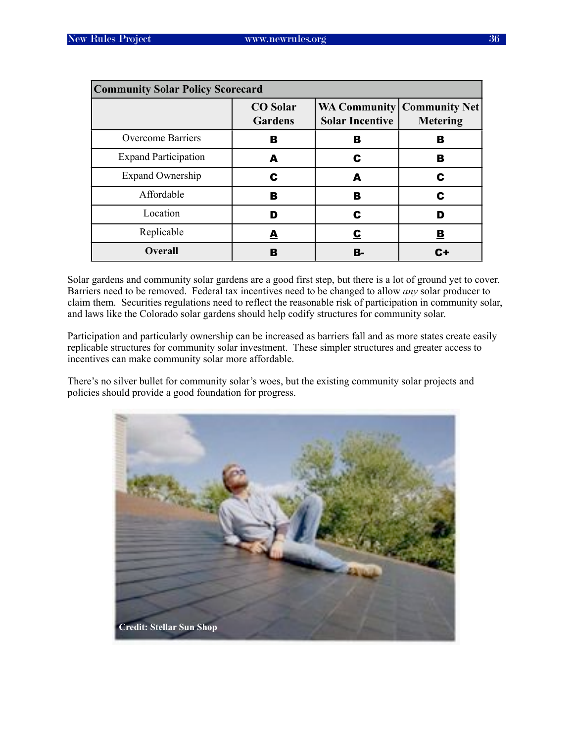| Community Solar Policy Scorecard | | | |
|---|---|---|---|
| | CO Solar Gardens | WA Community Solar Incentive | Community Net Metering |
| Overcome Barriers | B | B | B |
| Expand Participation | A | C | B |
| Expand Ownership | C | A | C |
| Affordable | B | B | C |
| Location | D | C | D |
| Replicable | A | C | B |
| **Overall** | B | B- | C+ |

Solar gardens and community solar gardens are a good first step, but there is a lot of ground yet to cover. Barriers need to be removed. Federal tax incentives need to be changed to allow *any* solar producer to claim them. Securities regulations need to reflect the reasonable risk of participation in community solar, and laws like the Colorado solar gardens should help codify structures for community solar.

Participation and particularly ownership can be increased as barriers fall and as more states create easily replicable structures for community solar investment. These simpler structures and greater access to incentives can make community solar more affordable.

There's no silver bullet for community solar's woes, but the existing community solar projects and policies should provide a good foundation for progress.

Credit: Stellar Sun Shop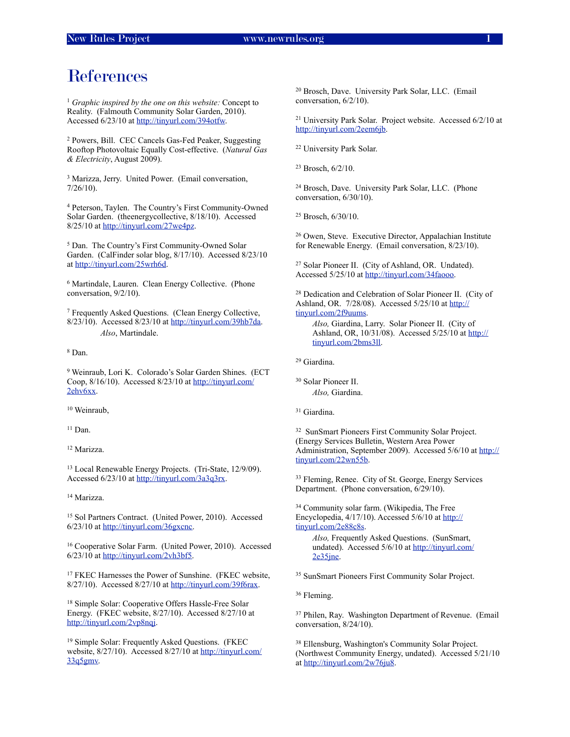# References

[1] *Graphic inspired by the one on this website:* Concept to Reality. (Falmouth Community Solar Garden, 2010). Accessed 6/23/10 at http://tinyurl.com/394otfw.

[2] Powers, Bill. CEC Cancels Gas-Fed Peaker, Suggesting Rooftop Photovoltaic Equally Cost-effective. (*Natural Gas & Electricity*, August 2009).

[3] Marizza, Jerry. United Power. (Email conversation, 7/26/10).

[4] Peterson, Taylen. The Country's First Community-Owned Solar Garden. (theenergycollective, 8/18/10). Accessed 8/25/10 at http://tinyurl.com/27we4pz.

[5] Dan. The Country's First Community-Owned Solar Garden. (CalFinder solar blog, 8/17/10). Accessed 8/23/10 at http://tinyurl.com/25wrh6d.

[6] Martindale, Lauren. Clean Energy Collective. (Phone conversation, 9/2/10).

[7] Frequently Asked Questions. (Clean Energy Collective, 8/23/10). Accessed 8/23/10 at http://tinyurl.com/39hb7da.
*Also*, Martindale.

[8] Dan.

[9] Weinraub, Lori K. Colorado's Solar Garden Shines. (ECT Coop, 8/16/10). Accessed 8/23/10 at http://tinyurl.com/2ehv6xx.

[10] Weinraub,

[11] Dan.

[12] Marizza.

[13] Local Renewable Energy Projects. (Tri-State, 12/9/09). Accessed 6/23/10 at http://tinyurl.com/3a3q3rx.

[14] Marizza.

[15] Sol Partners Contract. (United Power, 2010). Accessed 6/23/10 at http://tinyurl.com/36gxcnc.

[16] Cooperative Solar Farm. (United Power, 2010). Accessed 6/23/10 at http://tinyurl.com/2vh3bf5.

[17] FKEC Harnesses the Power of Sunshine. (FKEC website, 8/27/10). Accessed 8/27/10 at http://tinyurl.com/39f6rax.

[18] Simple Solar: Cooperative Offers Hassle-Free Solar Energy. (FKEC website, 8/27/10). Accessed 8/27/10 at http://tinyurl.com/2vp8nqj.

[19] Simple Solar: Frequently Asked Questions. (FKEC website, 8/27/10). Accessed 8/27/10 at http://tinyurl.com/33q5gmv.

[20] Brosch, Dave. University Park Solar, LLC. (Email conversation, 6/2/10).

[21] University Park Solar. Project website. Accessed 6/2/10 at http://tinyurl.com/2eem6jb.

[22] University Park Solar.

[23] Brosch, 6/2/10.

[24] Brosch, Dave. University Park Solar, LLC. (Phone conversation, 6/30/10).

[25] Brosch, 6/30/10.

[26] Owen, Steve. Executive Director, Appalachian Institute for Renewable Energy. (Email conversation, 8/23/10).

[27] Solar Pioneer II. (City of Ashland, OR. Undated). Accessed 5/25/10 at http://tinyurl.com/34faooo.

[28] Dedication and Celebration of Solar Pioneer II. (City of Ashland, OR. 7/28/08). Accessed 5/25/10 at http://tinyurl.com/2f9uums.
*Also,* Giardina, Larry. Solar Pioneer II. (City of Ashland, OR, 10/31/08). Accessed 5/25/10 at http://tinyurl.com/2bms3ll.

[29] Giardina.

[30] Solar Pioneer II.
*Also,* Giardina.

[31] Giardina.

[32] SunSmart Pioneers First Community Solar Project. (Energy Services Bulletin, Western Area Power Administration, September 2009). Accessed 5/6/10 at http://tinyurl.com/22wn55b.

[33] Fleming, Renee. City of St. George, Energy Services Department. (Phone conversation, 6/29/10).

[34] Community solar farm. (Wikipedia, The Free Encyclopedia, 4/17/10). Accessed 5/6/10 at http://tinyurl.com/2e88c8s.
*Also,* Frequently Asked Questions. (SunSmart, undated). Accessed 5/6/10 at http://tinyurl.com/2e35jne.

[35] SunSmart Pioneers First Community Solar Project.

[36] Fleming.

[37] Philen, Ray. Washington Department of Revenue. (Email conversation, 8/24/10).

[38] Ellensburg, Washington's Community Solar Project. (Northwest Community Energy, undated). Accessed 5/21/10 at http://tinyurl.com/2w76ju8.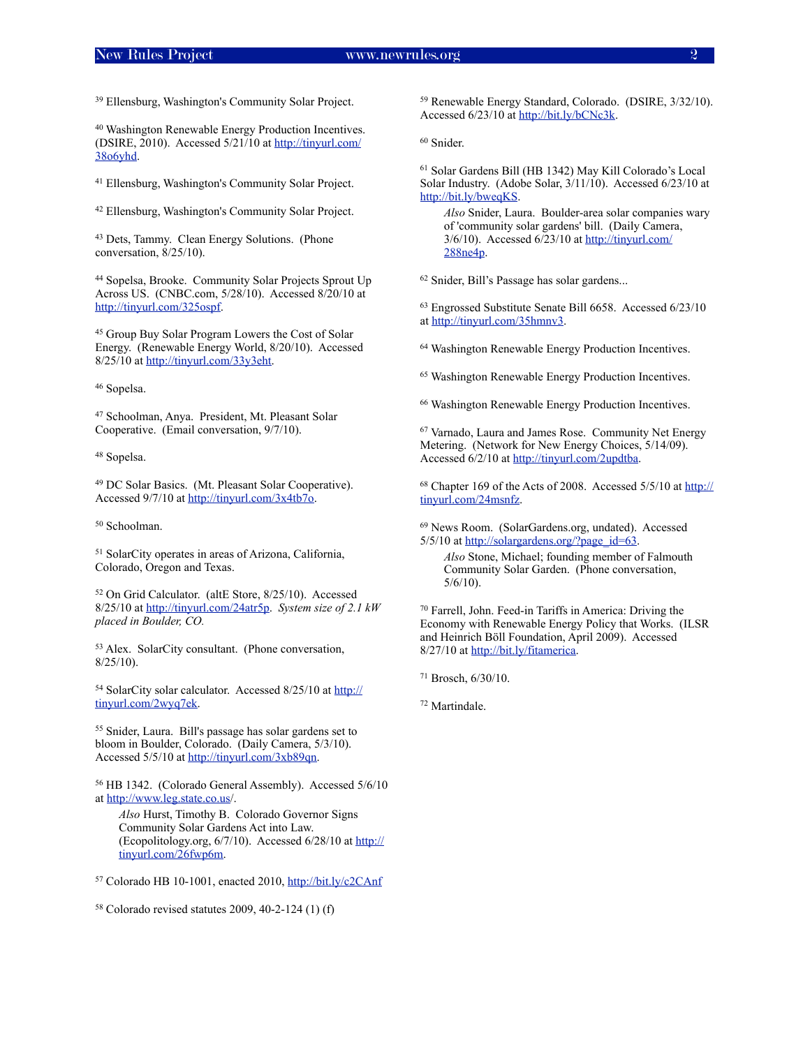[39] Ellensburg, Washington's Community Solar Project.

[40] Washington Renewable Energy Production Incentives. (DSIRE, 2010). Accessed 5/21/10 at http://tinyurl.com/38o6yhd.

[41] Ellensburg, Washington's Community Solar Project.

[42] Ellensburg, Washington's Community Solar Project.

[43] Dets, Tammy. Clean Energy Solutions. (Phone conversation, 8/25/10).

[44] Sopelsa, Brooke. Community Solar Projects Sprout Up Across US. (CNBC.com, 5/28/10). Accessed 8/20/10 at http://tinyurl.com/325ospf.

[45] Group Buy Solar Program Lowers the Cost of Solar Energy. (Renewable Energy World, 8/20/10). Accessed 8/25/10 at http://tinyurl.com/33y3eht.

[46] Sopelsa.

[47] Schoolman, Anya. President, Mt. Pleasant Solar Cooperative. (Email conversation, 9/7/10).

[48] Sopelsa.

[49] DC Solar Basics. (Mt. Pleasant Solar Cooperative). Accessed 9/7/10 at http://tinyurl.com/3x4tb7o.

[50] Schoolman.

[51] SolarCity operates in areas of Arizona, California, Colorado, Oregon and Texas.

[52] On Grid Calculator. (altE Store, 8/25/10). Accessed 8/25/10 at http://tinyurl.com/24atr5p. *System size of 2.1 kW placed in Boulder, CO.*

[53] Alex. SolarCity consultant. (Phone conversation, 8/25/10).

[54] SolarCity solar calculator. Accessed 8/25/10 at http://tinyurl.com/2wyq7ek.

[55] Snider, Laura. Bill's passage has solar gardens set to bloom in Boulder, Colorado. (Daily Camera, 5/3/10). Accessed 5/5/10 at http://tinyurl.com/3xb89qn.

[56] HB 1342. (Colorado General Assembly). Accessed 5/6/10 at http://www.leg.state.co.us/.

*Also* Hurst, Timothy B. Colorado Governor Signs Community Solar Gardens Act into Law. (Ecopolitology.org, 6/7/10). Accessed 6/28/10 at http://tinyurl.com/26fwp6m.

[57] Colorado HB 10-1001, enacted 2010, http://bit.ly/c2CAnf

[58] Colorado revised statutes 2009, 40-2-124 (1) (f)

[59] Renewable Energy Standard, Colorado. (DSIRE, 3/32/10). Accessed 6/23/10 at http://bit.ly/bCNc3k.

[60] Snider.

[61] Solar Gardens Bill (HB 1342) May Kill Colorado's Local Solar Industry. (Adobe Solar, 3/11/10). Accessed 6/23/10 at http://bit.ly/bweqKS.

*Also* Snider, Laura. Boulder-area solar companies wary of 'community solar gardens' bill. (Daily Camera, 3/6/10). Accessed 6/23/10 at http://tinyurl.com/288ne4p.

[62] Snider, Bill's Passage has solar gardens...

[63] Engrossed Substitute Senate Bill 6658. Accessed 6/23/10 at http://tinyurl.com/35hmnv3.

[64] Washington Renewable Energy Production Incentives.

[65] Washington Renewable Energy Production Incentives.

[66] Washington Renewable Energy Production Incentives.

[67] Varnado, Laura and James Rose. Community Net Energy Metering. (Network for New Energy Choices, 5/14/09). Accessed 6/2/10 at http://tinyurl.com/2updtba.

[68] Chapter 169 of the Acts of 2008. Accessed 5/5/10 at http://tinyurl.com/24msnfz.

[69] News Room. (SolarGardens.org, undated). Accessed 5/5/10 at http://solargardens.org/?page_id=63.

*Also* Stone, Michael; founding member of Falmouth Community Solar Garden. (Phone conversation, 5/6/10).

[70] Farrell, John. Feed-in Tariffs in America: Driving the Economy with Renewable Energy Policy that Works. (ILSR and Heinrich Böll Foundation, April 2009). Accessed 8/27/10 at http://bit.ly/fitamerica.

[71] Brosch, 6/30/10.

[72] Martindale.